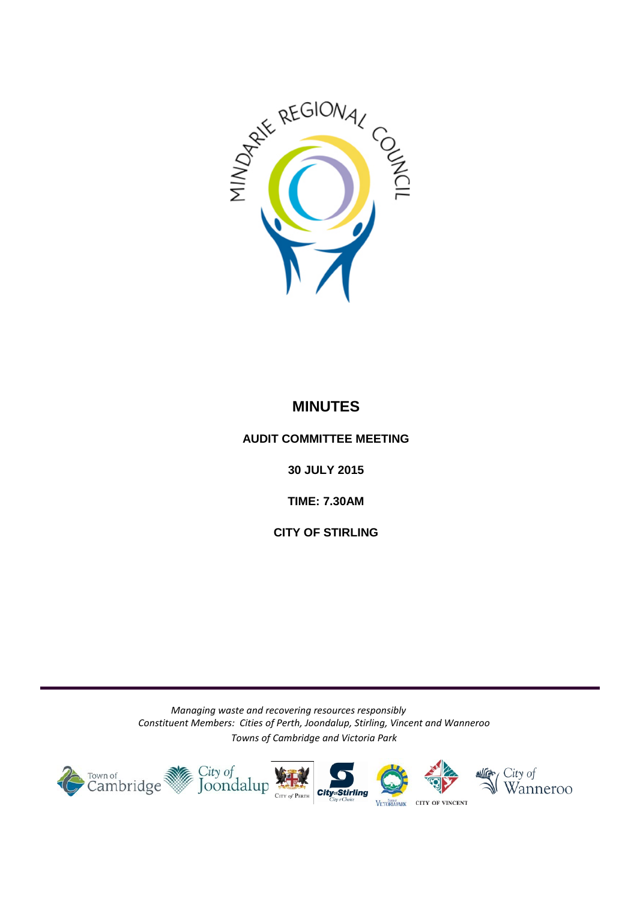# MINUTES

**AUDIT COMMITTEE MEETING**

**30 JULY 2015**

**TIME: 7.30AM**

**CITY OF STIRLING**

*Managing waste and recovering resources responsibly*
*Constituent Members: Cities of Perth, Joondalup, Stirling, Vincent and Wanneroo*
*Towns of Cambridge and Victoria Park*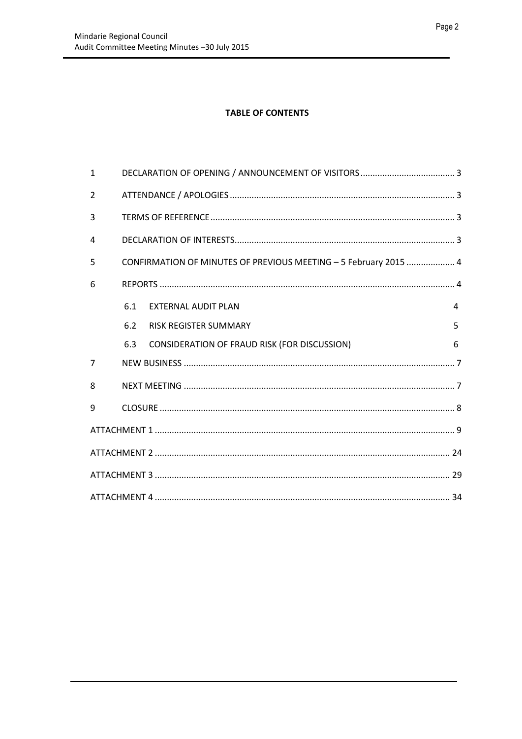**TABLE OF CONTENTS**

| | | |
|---|---|---|
| 1 | DECLARATION OF OPENING / ANNOUNCEMENT OF VISITORS | 3 |
| 2 | ATTENDANCE / APOLOGIES | 3 |
| 3 | TERMS OF REFERENCE | 3 |
| 4 | DECLARATION OF INTERESTS | 3 |
| 5 | CONFIRMATION OF MINUTES OF PREVIOUS MEETING – 5 February 2015 | 4 |
| 6 | REPORTS | 4 |
| | 6.1 EXTERNAL AUDIT PLAN | 4 |
| | 6.2 RISK REGISTER SUMMARY | 5 |
| | 6.3 CONSIDERATION OF FRAUD RISK (FOR DISCUSSION) | 6 |
| 7 | NEW BUSINESS | 7 |
| 8 | NEXT MEETING | 7 |
| 9 | CLOSURE | 8 |
| ATTACHMENT 1 | | 9 |
| ATTACHMENT 2 | | 24 |
| ATTACHMENT 3 | | 29 |
| ATTACHMENT 4 | | 34 |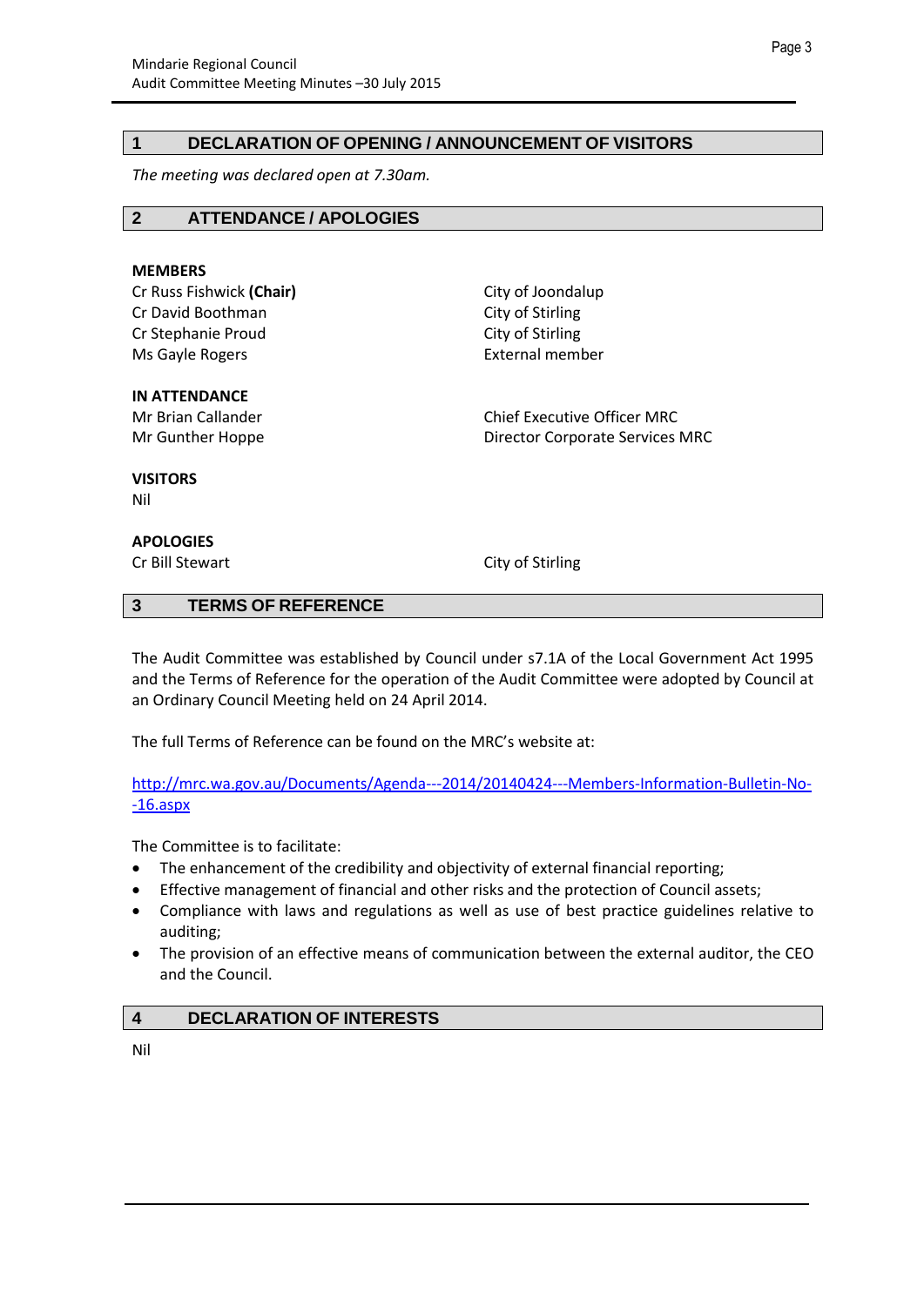## 1 DECLARATION OF OPENING / ANNOUNCEMENT OF VISITORS

*The meeting was declared open at 7.30am.*

## 2 ATTENDANCE / APOLOGIES

**MEMBERS**

| | |
|---|---|
| Cr Russ Fishwick **(Chair)** | City of Joondalup |
| Cr David Boothman | City of Stirling |
| Cr Stephanie Proud | City of Stirling |
| Ms Gayle Rogers | External member |

**IN ATTENDANCE**

| | |
|---|---|
| Mr Brian Callander | Chief Executive Officer MRC |
| Mr Gunther Hoppe | Director Corporate Services MRC |

**VISITORS**

Nil

**APOLOGIES**

| | |
|---|---|
| Cr Bill Stewart | City of Stirling |

## 3 TERMS OF REFERENCE

The Audit Committee was established by Council under s7.1A of the Local Government Act 1995 and the Terms of Reference for the operation of the Audit Committee were adopted by Council at an Ordinary Council Meeting held on 24 April 2014.

The full Terms of Reference can be found on the MRC's website at:

http://mrc.wa.gov.au/Documents/Agenda---2014/20140424---Members-Information-Bulletin-No--16.aspx

The Committee is to facilitate:

- The enhancement of the credibility and objectivity of external financial reporting;
- Effective management of financial and other risks and the protection of Council assets;
- Compliance with laws and regulations as well as use of best practice guidelines relative to auditing;
- The provision of an effective means of communication between the external auditor, the CEO and the Council.

## 4 DECLARATION OF INTERESTS

Nil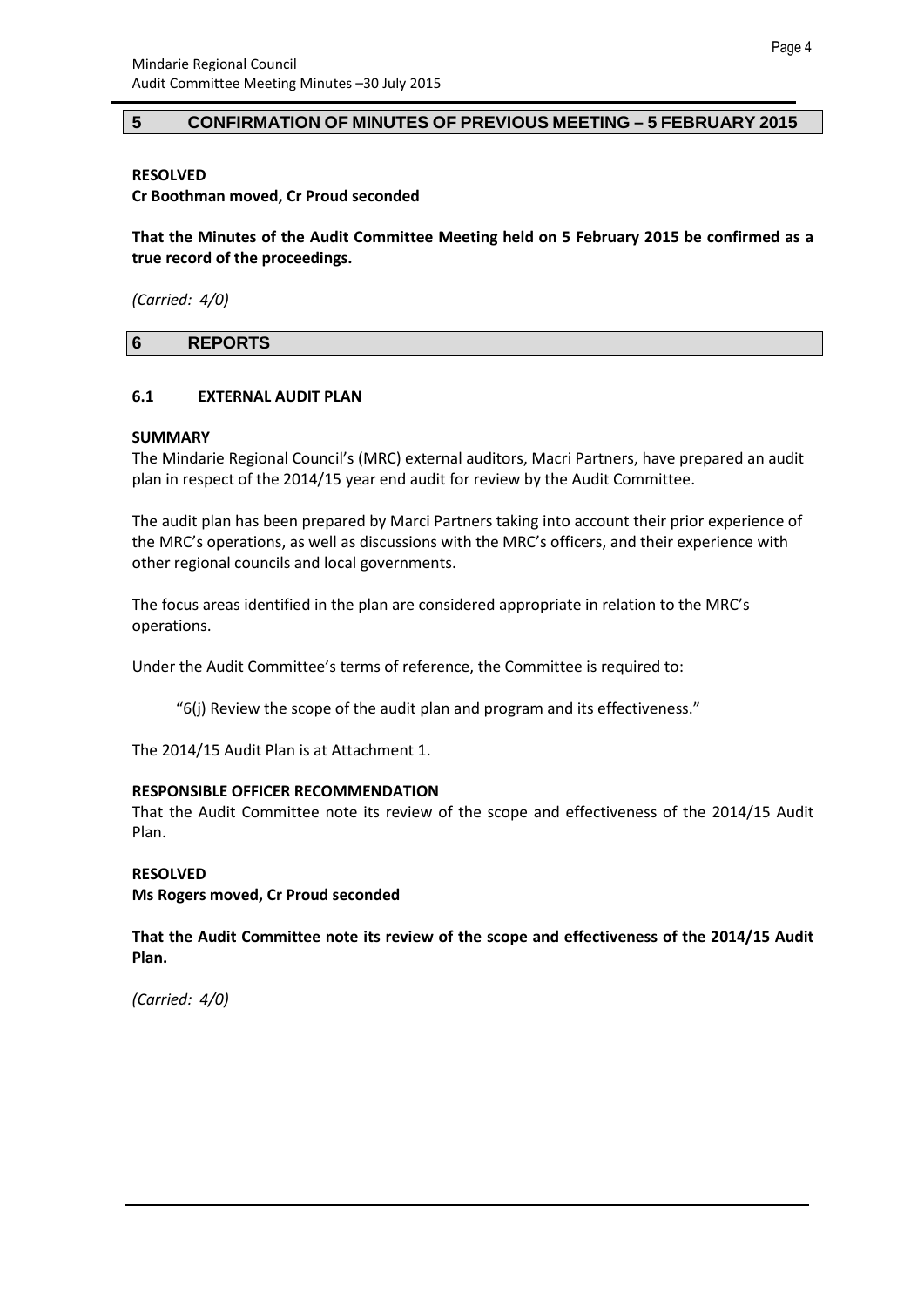## 5 CONFIRMATION OF MINUTES OF PREVIOUS MEETING – 5 FEBRUARY 2015

**RESOLVED**

**Cr Boothman moved, Cr Proud seconded**

**That the Minutes of the Audit Committee Meeting held on 5 February 2015 be confirmed as a true record of the proceedings.**

*(Carried: 4/0)*

## 6 REPORTS

### 6.1 EXTERNAL AUDIT PLAN

**SUMMARY**

The Mindarie Regional Council's (MRC) external auditors, Macri Partners, have prepared an audit plan in respect of the 2014/15 year end audit for review by the Audit Committee.

The audit plan has been prepared by Marci Partners taking into account their prior experience of the MRC's operations, as well as discussions with the MRC's officers, and their experience with other regional councils and local governments.

The focus areas identified in the plan are considered appropriate in relation to the MRC's operations.

Under the Audit Committee's terms of reference, the Committee is required to:

> "6(j) Review the scope of the audit plan and program and its effectiveness."

The 2014/15 Audit Plan is at Attachment 1.

**RESPONSIBLE OFFICER RECOMMENDATION**

That the Audit Committee note its review of the scope and effectiveness of the 2014/15 Audit Plan.

**RESOLVED**

**Ms Rogers moved, Cr Proud seconded**

**That the Audit Committee note its review of the scope and effectiveness of the 2014/15 Audit Plan.**

*(Carried: 4/0)*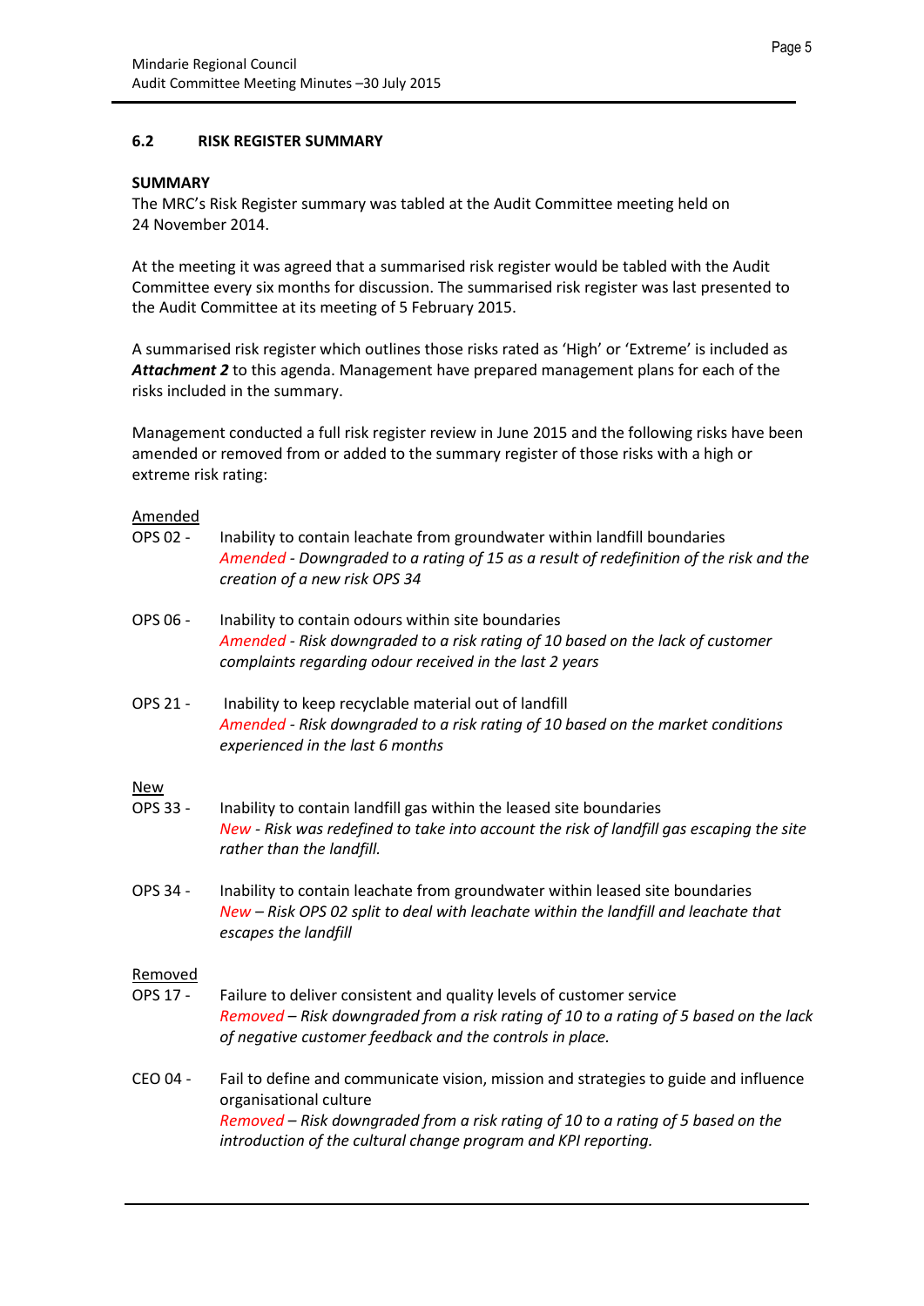### 6.2 RISK REGISTER SUMMARY

**SUMMARY**

The MRC's Risk Register summary was tabled at the Audit Committee meeting held on 24 November 2014.

At the meeting it was agreed that a summarised risk register would be tabled with the Audit Committee every six months for discussion. The summarised risk register was last presented to the Audit Committee at its meeting of 5 February 2015.

A summarised risk register which outlines those risks rated as 'High' or 'Extreme' is included as ***Attachment 2*** to this agenda. Management have prepared management plans for each of the risks included in the summary.

Management conducted a full risk register review in June 2015 and the following risks have been amended or removed from or added to the summary register of those risks with a high or extreme risk rating:

Amended

OPS 02 - Inability to contain leachate from groundwater within landfill boundaries
*Amended - Downgraded to a rating of 15 as a result of redefinition of the risk and the creation of a new risk OPS 34*

OPS 06 - Inability to contain odours within site boundaries
*Amended - Risk downgraded to a risk rating of 10 based on the lack of customer complaints regarding odour received in the last 2 years*

OPS 21 - Inability to keep recyclable material out of landfill
*Amended - Risk downgraded to a risk rating of 10 based on the market conditions experienced in the last 6 months*

New

OPS 33 - Inability to contain landfill gas within the leased site boundaries
*New - Risk was redefined to take into account the risk of landfill gas escaping the site rather than the landfill.*

OPS 34 - Inability to contain leachate from groundwater within leased site boundaries
*New – Risk OPS 02 split to deal with leachate within the landfill and leachate that escapes the landfill*

Removed

OPS 17 - Failure to deliver consistent and quality levels of customer service
*Removed – Risk downgraded from a risk rating of 10 to a rating of 5 based on the lack of negative customer feedback and the controls in place.*

CEO 04 - Fail to define and communicate vision, mission and strategies to guide and influence organisational culture
*Removed – Risk downgraded from a risk rating of 10 to a rating of 5 based on the introduction of the cultural change program and KPI reporting.*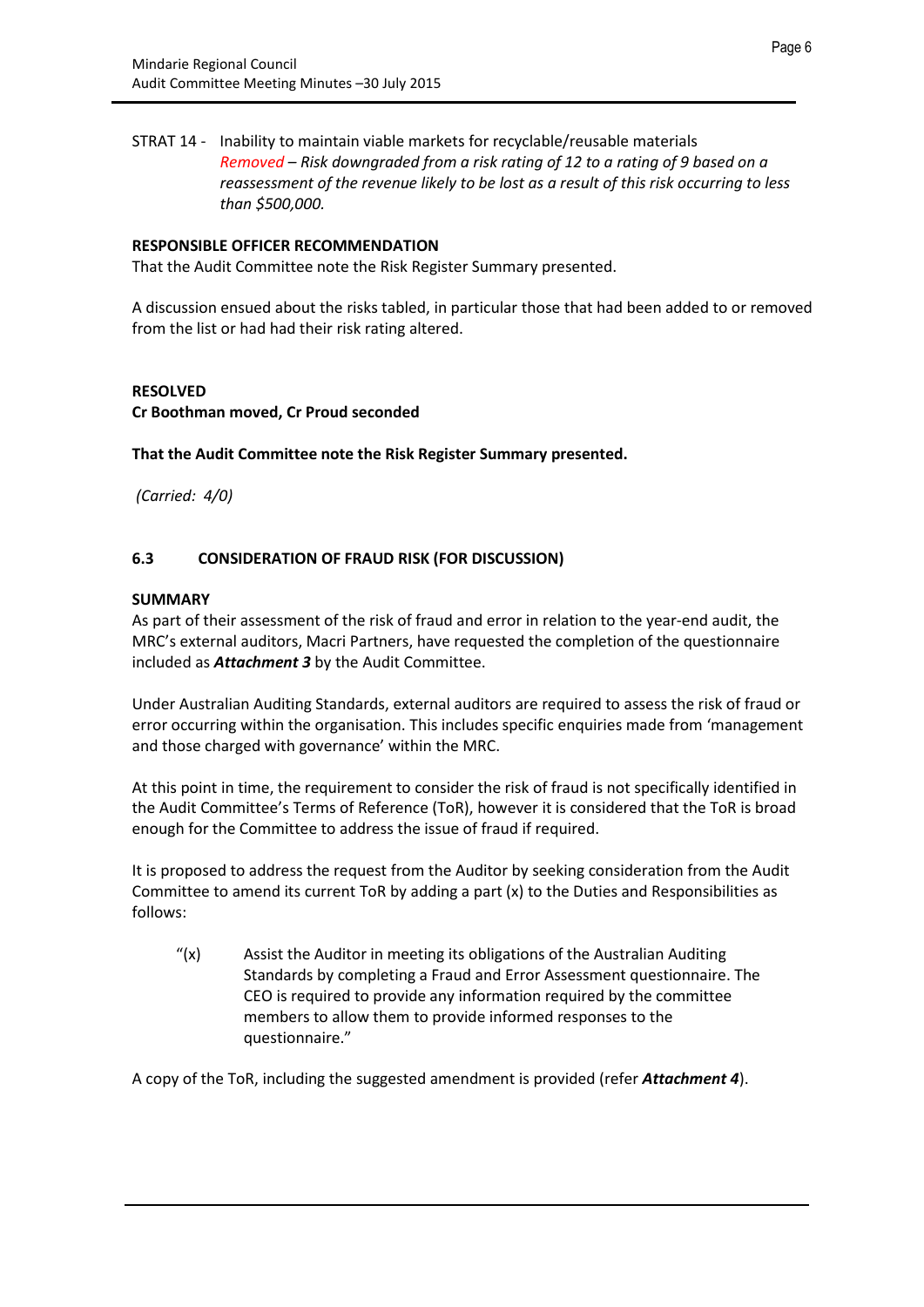STRAT 14 - Inability to maintain viable markets for recyclable/reusable materials
*Removed – Risk downgraded from a risk rating of 12 to a rating of 9 based on a reassessment of the revenue likely to be lost as a result of this risk occurring to less than $500,000.*

**RESPONSIBLE OFFICER RECOMMENDATION**

That the Audit Committee note the Risk Register Summary presented.

A discussion ensued about the risks tabled, in particular those that had been added to or removed from the list or had had their risk rating altered.

**RESOLVED**

**Cr Boothman moved, Cr Proud seconded**

**That the Audit Committee note the Risk Register Summary presented.**

*(Carried: 4/0)*

### 6.3 CONSIDERATION OF FRAUD RISK (FOR DISCUSSION)

**SUMMARY**

As part of their assessment of the risk of fraud and error in relation to the year-end audit, the MRC's external auditors, Macri Partners, have requested the completion of the questionnaire included as ***Attachment 3*** by the Audit Committee.

Under Australian Auditing Standards, external auditors are required to assess the risk of fraud or error occurring within the organisation. This includes specific enquiries made from 'management and those charged with governance' within the MRC.

At this point in time, the requirement to consider the risk of fraud is not specifically identified in the Audit Committee's Terms of Reference (ToR), however it is considered that the ToR is broad enough for the Committee to address the issue of fraud if required.

It is proposed to address the request from the Auditor by seeking consideration from the Audit Committee to amend its current ToR by adding a part (x) to the Duties and Responsibilities as follows:

> "(x) Assist the Auditor in meeting its obligations of the Australian Auditing Standards by completing a Fraud and Error Assessment questionnaire. The CEO is required to provide any information required by the committee members to allow them to provide informed responses to the questionnaire."

A copy of the ToR, including the suggested amendment is provided (refer ***Attachment 4***).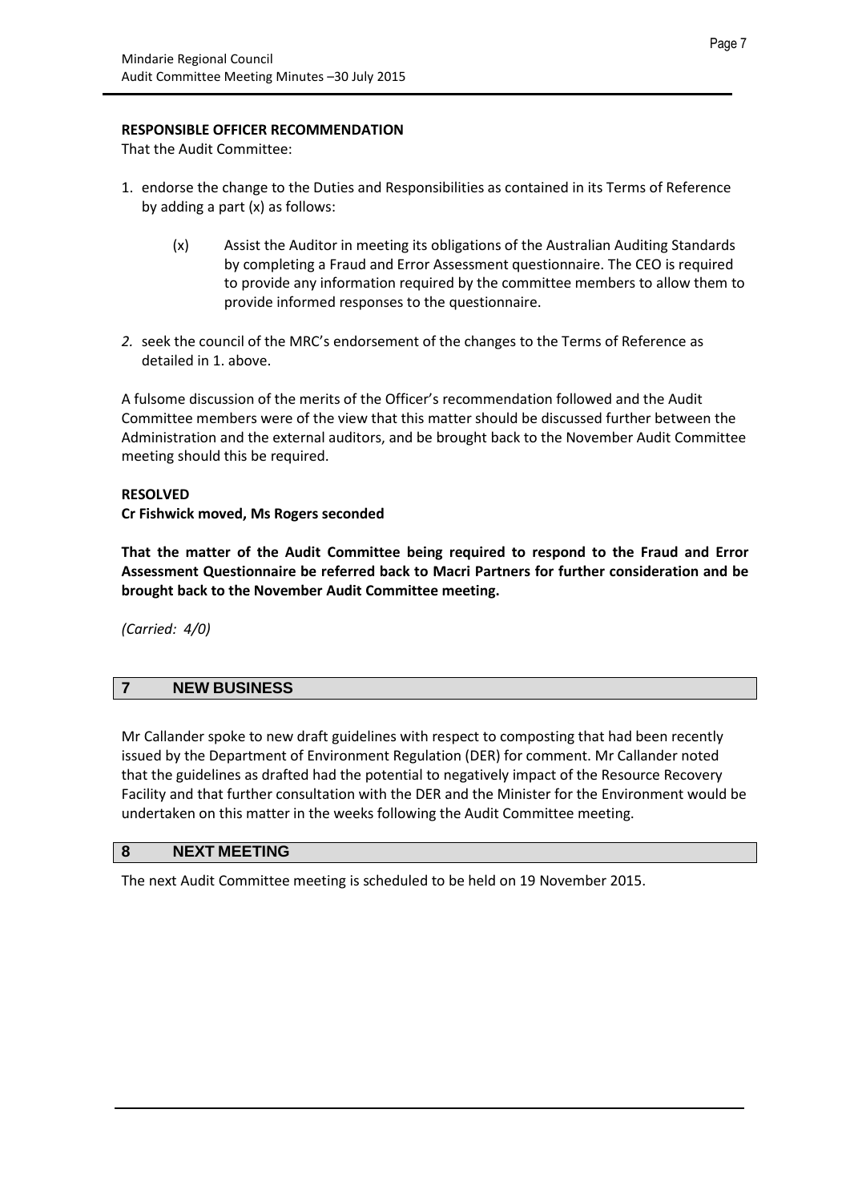**RESPONSIBLE OFFICER RECOMMENDATION**

That the Audit Committee:

1. endorse the change to the Duties and Responsibilities as contained in its Terms of Reference by adding a part (x) as follows:

   (x) Assist the Auditor in meeting its obligations of the Australian Auditing Standards by completing a Fraud and Error Assessment questionnaire. The CEO is required to provide any information required by the committee members to allow them to provide informed responses to the questionnaire.

2. seek the council of the MRC's endorsement of the changes to the Terms of Reference as detailed in 1. above.

A fulsome discussion of the merits of the Officer's recommendation followed and the Audit Committee members were of the view that this matter should be discussed further between the Administration and the external auditors, and be brought back to the November Audit Committee meeting should this be required.

**RESOLVED**

**Cr Fishwick moved, Ms Rogers seconded**

**That the matter of the Audit Committee being required to respond to the Fraud and Error Assessment Questionnaire be referred back to Macri Partners for further consideration and be brought back to the November Audit Committee meeting.**

*(Carried: 4/0)*

## 7 NEW BUSINESS

Mr Callander spoke to new draft guidelines with respect to composting that had been recently issued by the Department of Environment Regulation (DER) for comment. Mr Callander noted that the guidelines as drafted had the potential to negatively impact of the Resource Recovery Facility and that further consultation with the DER and the Minister for the Environment would be undertaken on this matter in the weeks following the Audit Committee meeting.

## 8 NEXT MEETING

The next Audit Committee meeting is scheduled to be held on 19 November 2015.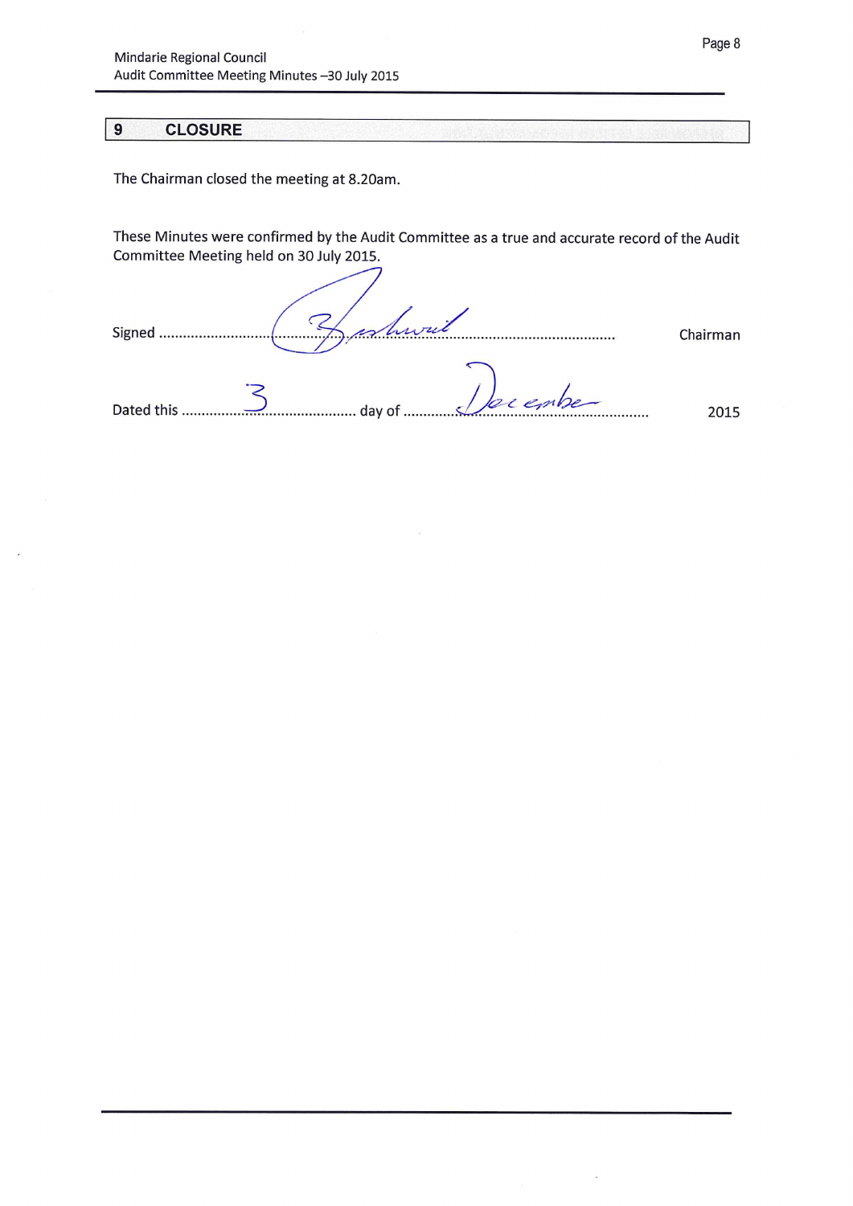## 9 CLOSURE

The Chairman closed the meeting at 8.20am.

These Minutes were confirmed by the Audit Committee as a true and accurate record of the Audit Committee Meeting held on 30 July 2015.

Signed ............................................................................................ Chairman

Dated this ......3...... day of ......December...... 2015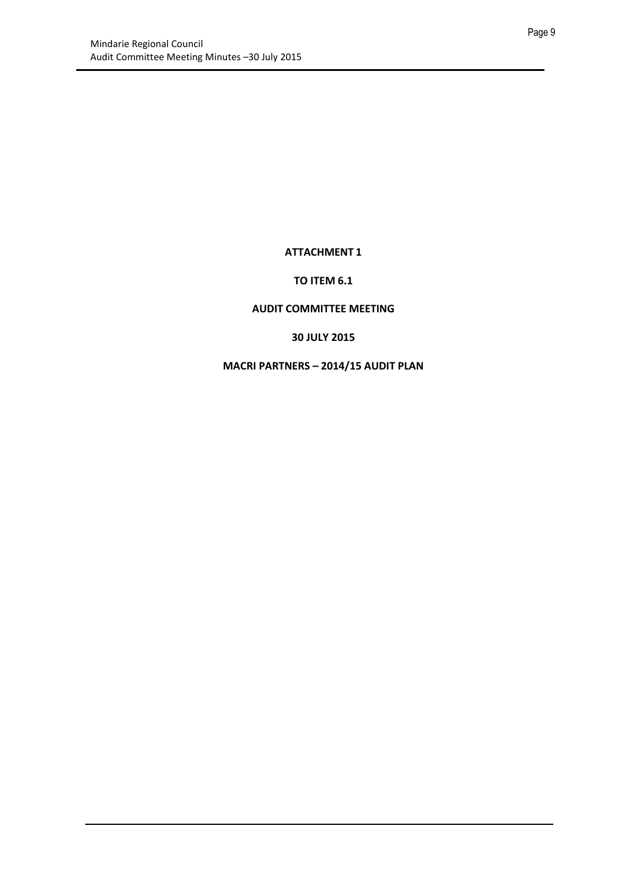**ATTACHMENT 1**

**TO ITEM 6.1**

**AUDIT COMMITTEE MEETING**

**30 JULY 2015**

**MACRI PARTNERS – 2014/15 AUDIT PLAN**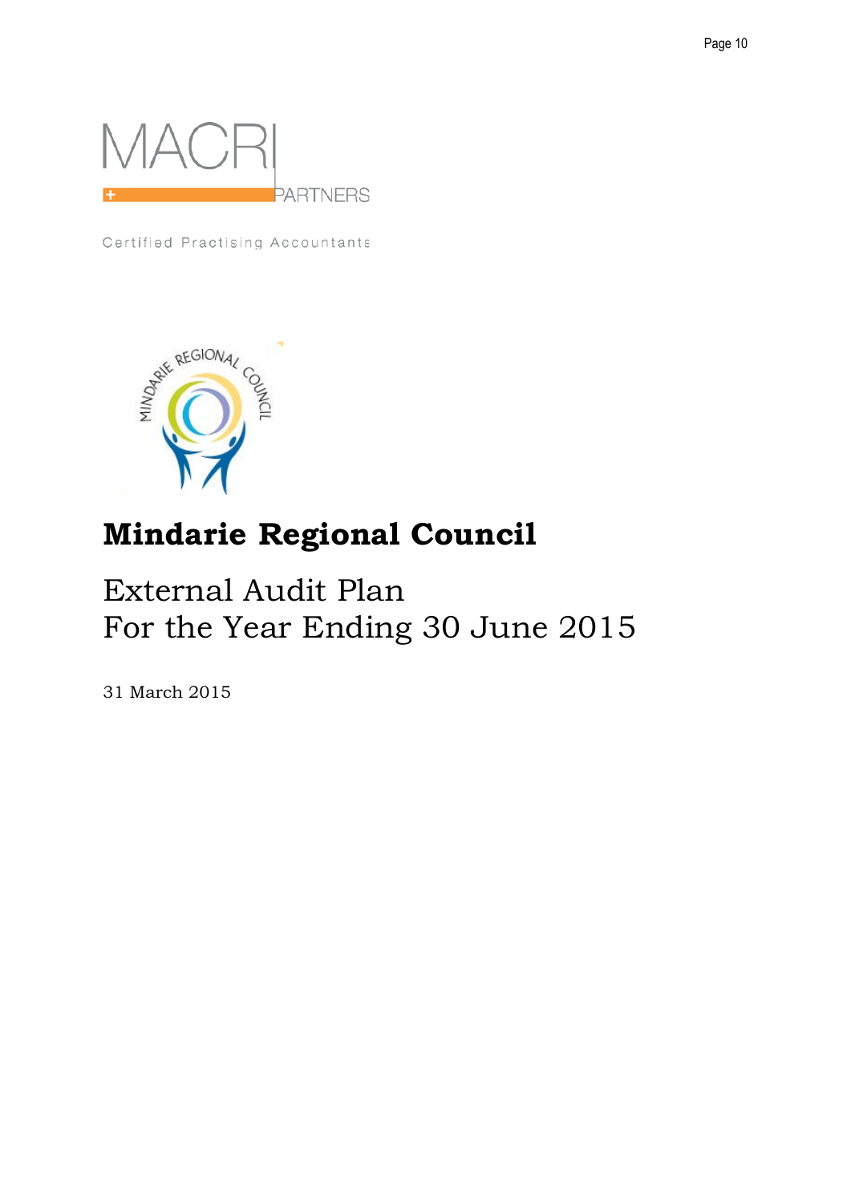MACRI PARTNERS

Certified Practising Accountants

# Mindarie Regional Council

## External Audit Plan
## For the Year Ending 30 June 2015

31 March 2015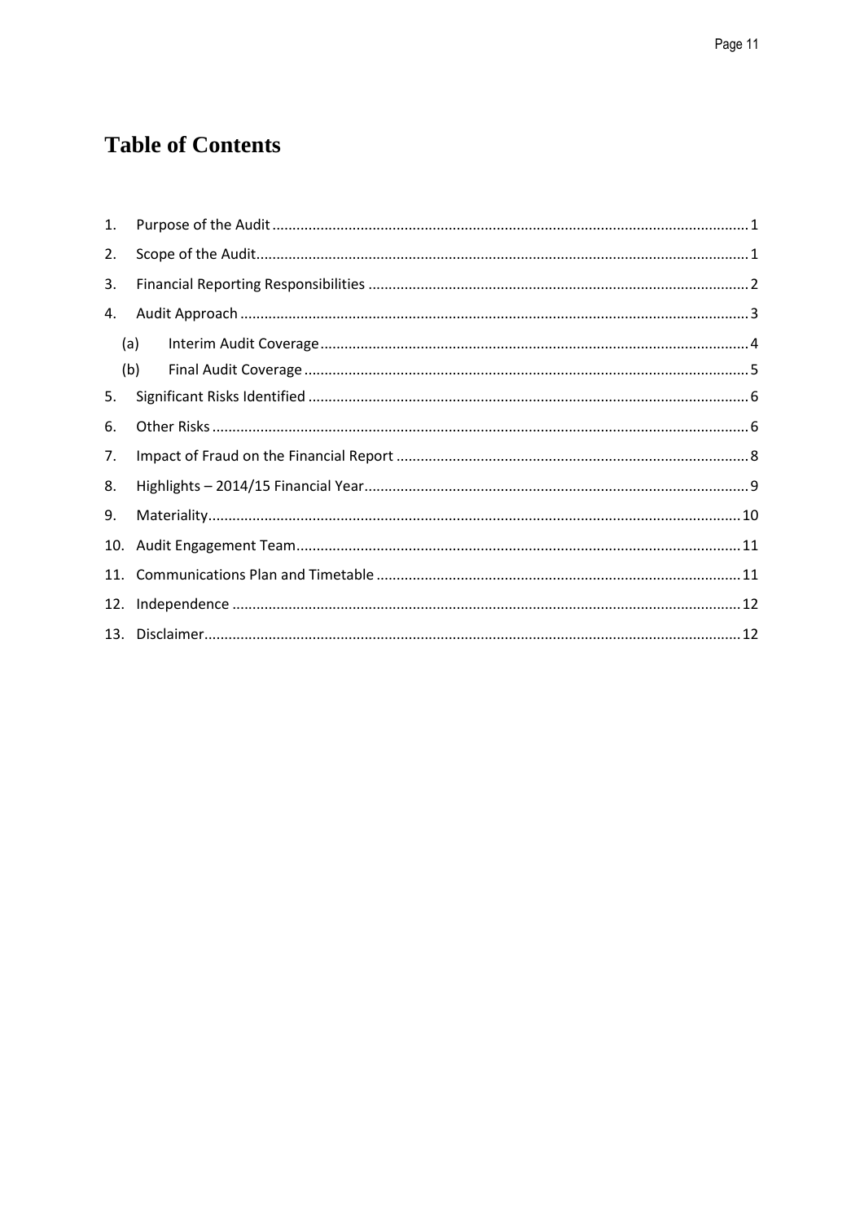# Table of Contents

1. Purpose of the Audit ... 1
2. Scope of the Audit ... 1
3. Financial Reporting Responsibilities ... 2
4. Audit Approach ... 3
   - (a) Interim Audit Coverage ... 4
   - (b) Final Audit Coverage ... 5
5. Significant Risks Identified ... 6
6. Other Risks ... 6
7. Impact of Fraud on the Financial Report ... 8
8. Highlights – 2014/15 Financial Year ... 9
9. Materiality ... 10
10. Audit Engagement Team ... 11
11. Communications Plan and Timetable ... 11
12. Independence ... 12
13. Disclaimer ... 12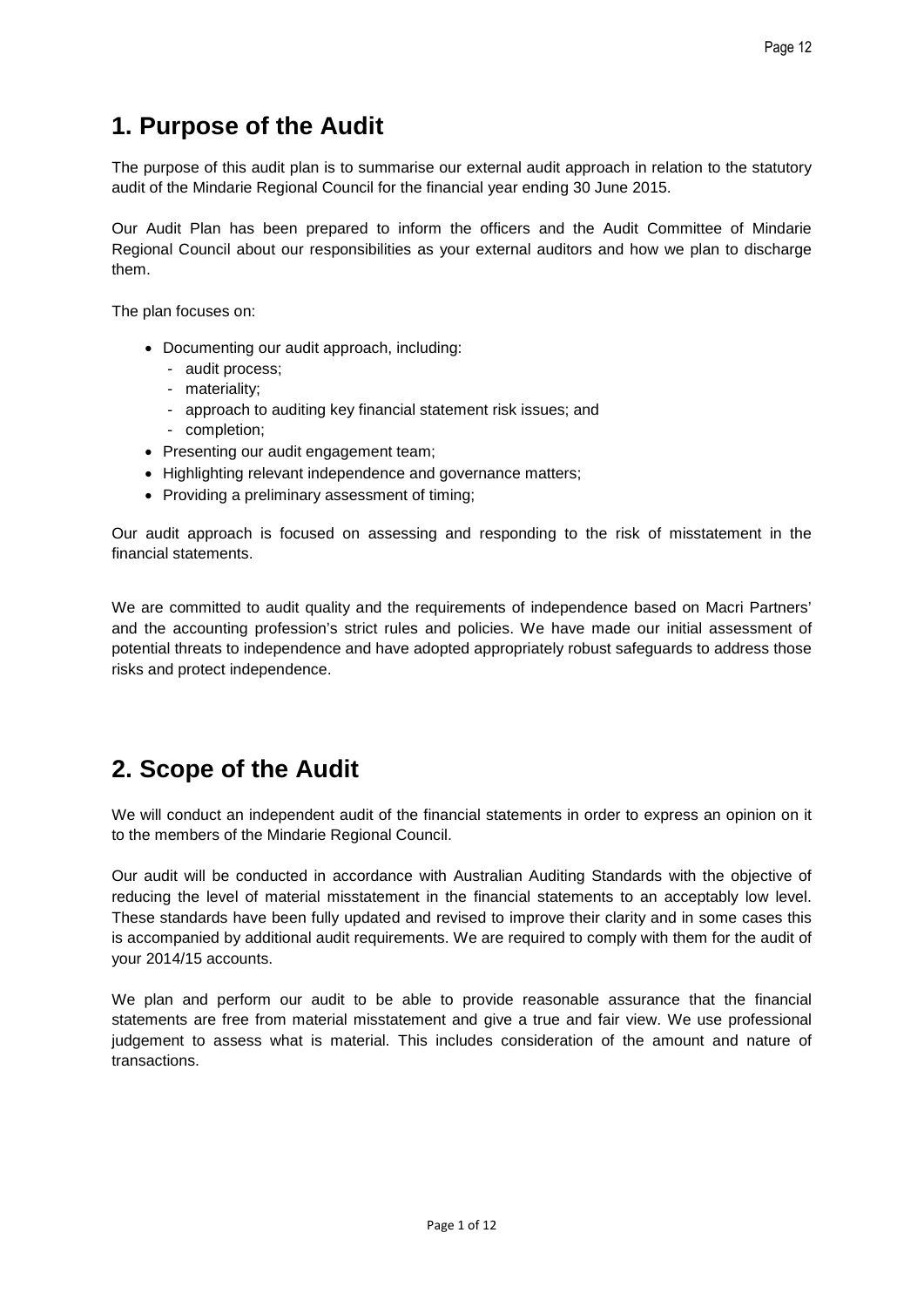## 1. Purpose of the Audit

The purpose of this audit plan is to summarise our external audit approach in relation to the statutory audit of the Mindarie Regional Council for the financial year ending 30 June 2015.

Our Audit Plan has been prepared to inform the officers and the Audit Committee of Mindarie Regional Council about our responsibilities as your external auditors and how we plan to discharge them.

The plan focuses on:

- Documenting our audit approach, including:
  - audit process;
  - materiality;
  - approach to auditing key financial statement risk issues; and
  - completion;
- Presenting our audit engagement team;
- Highlighting relevant independence and governance matters;
- Providing a preliminary assessment of timing;

Our audit approach is focused on assessing and responding to the risk of misstatement in the financial statements.

We are committed to audit quality and the requirements of independence based on Macri Partners' and the accounting profession's strict rules and policies. We have made our initial assessment of potential threats to independence and have adopted appropriately robust safeguards to address those risks and protect independence.

## 2. Scope of the Audit

We will conduct an independent audit of the financial statements in order to express an opinion on it to the members of the Mindarie Regional Council.

Our audit will be conducted in accordance with Australian Auditing Standards with the objective of reducing the level of material misstatement in the financial statements to an acceptably low level. These standards have been fully updated and revised to improve their clarity and in some cases this is accompanied by additional audit requirements. We are required to comply with them for the audit of your 2014/15 accounts.

We plan and perform our audit to be able to provide reasonable assurance that the financial statements are free from material misstatement and give a true and fair view. We use professional judgement to assess what is material. This includes consideration of the amount and nature of transactions.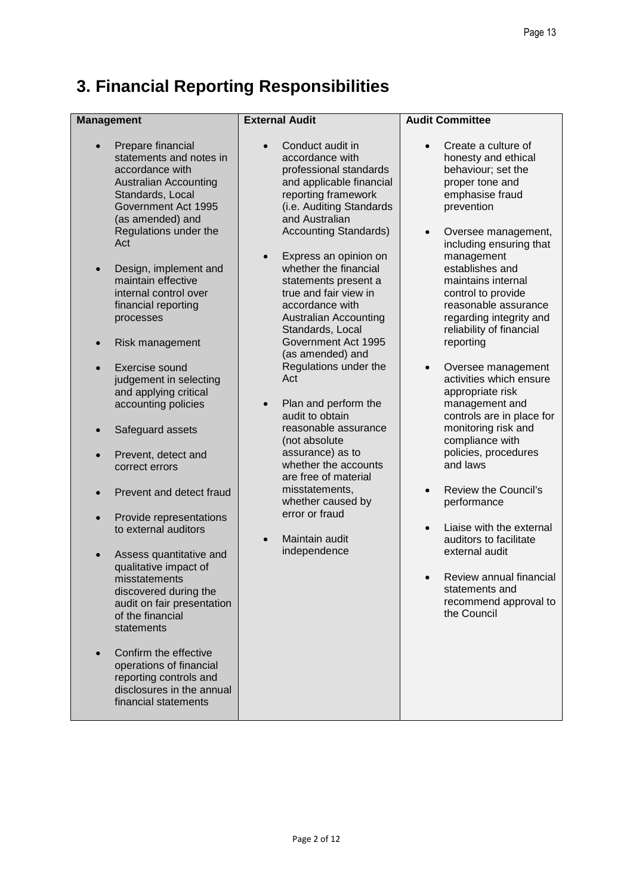# 3. Financial Reporting Responsibilities

| Management | External Audit | Audit Committee |
|---|---|---|
| • Prepare financial statements and notes in accordance with Australian Accounting Standards, Local Government Act 1995 (as amended) and Regulations under the Act<br>• Design, implement and maintain effective internal control over financial reporting processes<br>• Risk management<br>• Exercise sound judgement in selecting and applying critical accounting policies<br>• Safeguard assets<br>• Prevent, detect and correct errors<br>• Prevent and detect fraud<br>• Provide representations to external auditors<br>• Assess quantitative and qualitative impact of misstatements discovered during the audit on fair presentation of the financial statements<br>• Confirm the effective operations of financial reporting controls and disclosures in the annual financial statements | • Conduct audit in accordance with professional standards and applicable financial reporting framework (i.e. Auditing Standards and Australian Accounting Standards)<br>• Express an opinion on whether the financial statements present a true and fair view in accordance with Australian Accounting Standards, Local Government Act 1995 (as amended) and Regulations under the Act<br>• Plan and perform the audit to obtain reasonable assurance (not absolute assurance) as to whether the accounts are free of material misstatements, whether caused by error or fraud<br>• Maintain audit independence | • Create a culture of honesty and ethical behaviour; set the proper tone and emphasise fraud prevention<br>• Oversee management, including ensuring that management establishes and maintains internal control to provide reasonable assurance regarding integrity and reliability of financial reporting<br>• Oversee management activities which ensure appropriate risk management and controls are in place for monitoring risk and compliance with policies, procedures and laws<br>• Review the Council's performance<br>• Liaise with the external auditors to facilitate external audit<br>• Review annual financial statements and recommend approval to the Council |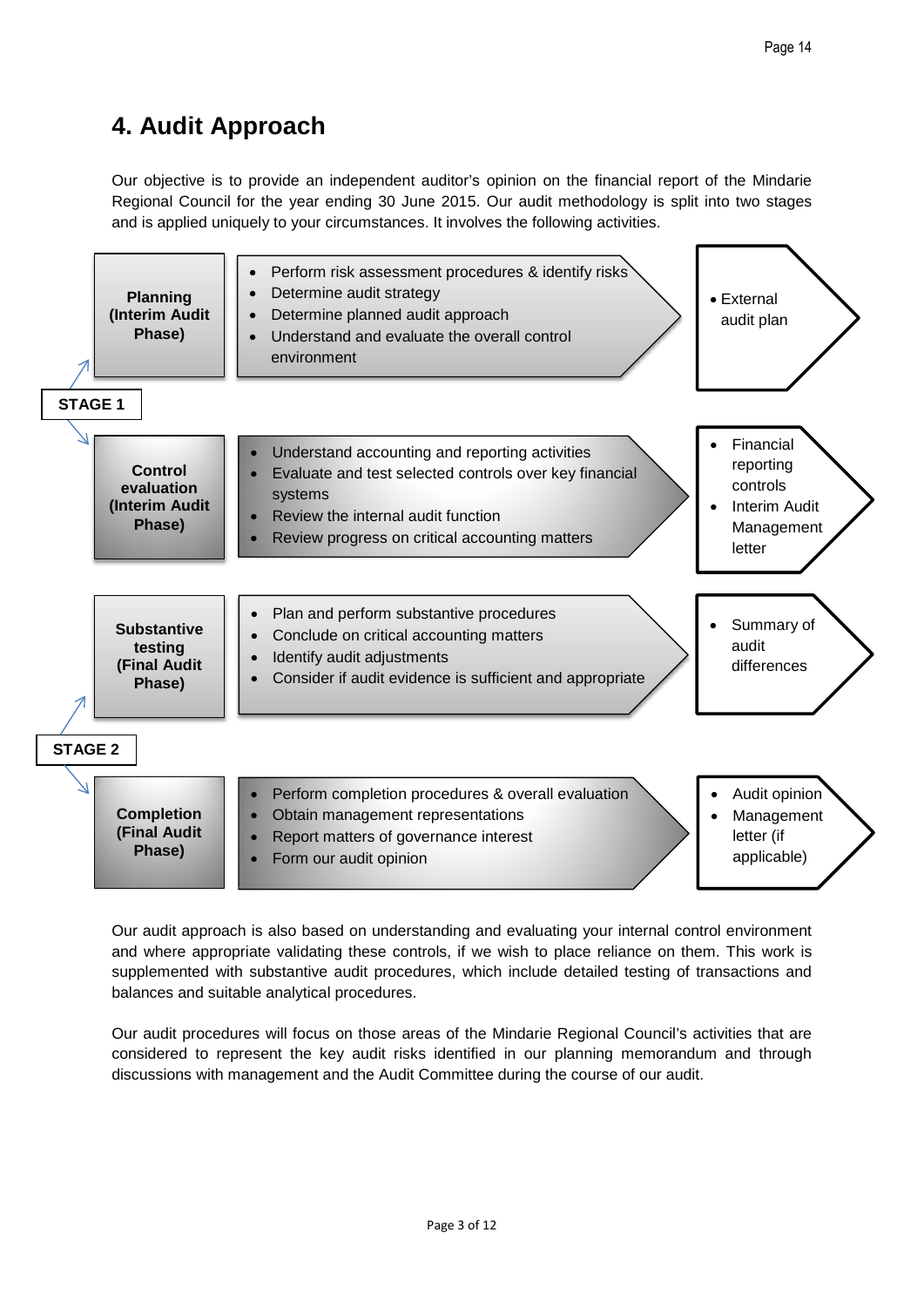# 4. Audit Approach

Our objective is to provide an independent auditor's opinion on the financial report of the Mindarie Regional Council for the year ending 30 June 2015. Our audit methodology is split into two stages and is applied uniquely to your circumstances. It involves the following activities.

| Stage | Phase | Activities | Outputs |
| --- | --- | --- | --- |
| STAGE 1 | **Planning (Interim Audit Phase)** | • Perform risk assessment procedures & identify risks<br>• Determine audit strategy<br>• Determine planned audit approach<br>• Understand and evaluate the overall control environment | • External audit plan |
| STAGE 1 | **Control evaluation (Interim Audit Phase)** | • Understand accounting and reporting activities<br>• Evaluate and test selected controls over key financial systems<br>• Review the internal audit function<br>• Review progress on critical accounting matters | • Financial reporting controls<br>• Interim Audit Management letter |
| STAGE 2 | **Substantive testing (Final Audit Phase)** | • Plan and perform substantive procedures<br>• Conclude on critical accounting matters<br>• Identify audit adjustments<br>• Consider if audit evidence is sufficient and appropriate | • Summary of audit differences |
| STAGE 2 | **Completion (Final Audit Phase)** | • Perform completion procedures & overall evaluation<br>• Obtain management representations<br>• Report matters of governance interest<br>• Form our audit opinion | • Audit opinion<br>• Management letter (if applicable) |

Our audit approach is also based on understanding and evaluating your internal control environment and where appropriate validating these controls, if we wish to place reliance on them. This work is supplemented with substantive audit procedures, which include detailed testing of transactions and balances and suitable analytical procedures.

Our audit procedures will focus on those areas of the Mindarie Regional Council's activities that are considered to represent the key audit risks identified in our planning memorandum and through discussions with management and the Audit Committee during the course of our audit.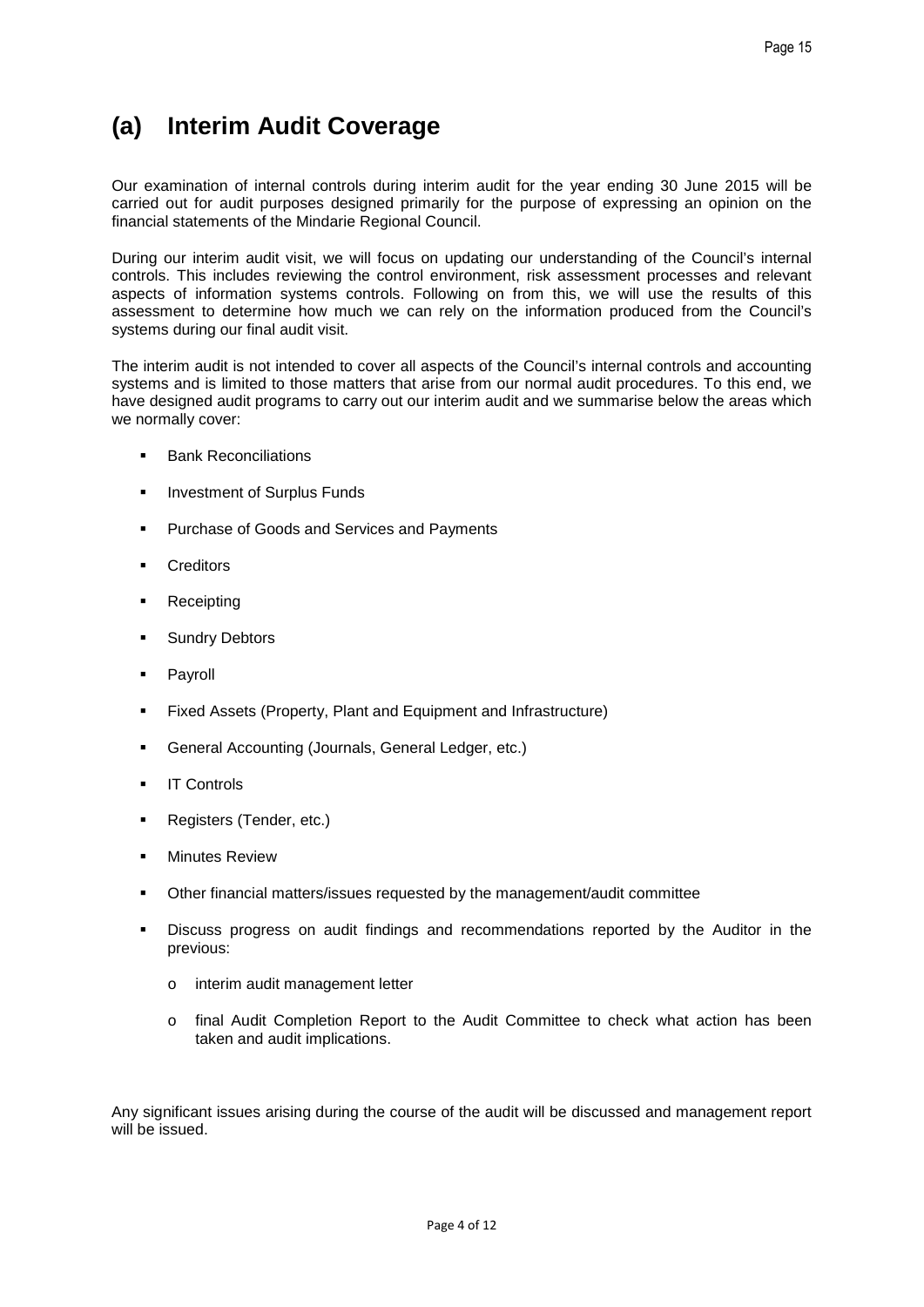## (a) Interim Audit Coverage

Our examination of internal controls during interim audit for the year ending 30 June 2015 will be carried out for audit purposes designed primarily for the purpose of expressing an opinion on the financial statements of the Mindarie Regional Council.

During our interim audit visit, we will focus on updating our understanding of the Council's internal controls. This includes reviewing the control environment, risk assessment processes and relevant aspects of information systems controls. Following on from this, we will use the results of this assessment to determine how much we can rely on the information produced from the Council's systems during our final audit visit.

The interim audit is not intended to cover all aspects of the Council's internal controls and accounting systems and is limited to those matters that arise from our normal audit procedures. To this end, we have designed audit programs to carry out our interim audit and we summarise below the areas which we normally cover:

- Bank Reconciliations
- Investment of Surplus Funds
- Purchase of Goods and Services and Payments
- Creditors
- Receipting
- Sundry Debtors
- Payroll
- Fixed Assets (Property, Plant and Equipment and Infrastructure)
- General Accounting (Journals, General Ledger, etc.)
- IT Controls
- Registers (Tender, etc.)
- Minutes Review
- Other financial matters/issues requested by the management/audit committee
- Discuss progress on audit findings and recommendations reported by the Auditor in the previous:
  - interim audit management letter
  - final Audit Completion Report to the Audit Committee to check what action has been taken and audit implications.

Any significant issues arising during the course of the audit will be discussed and management report will be issued.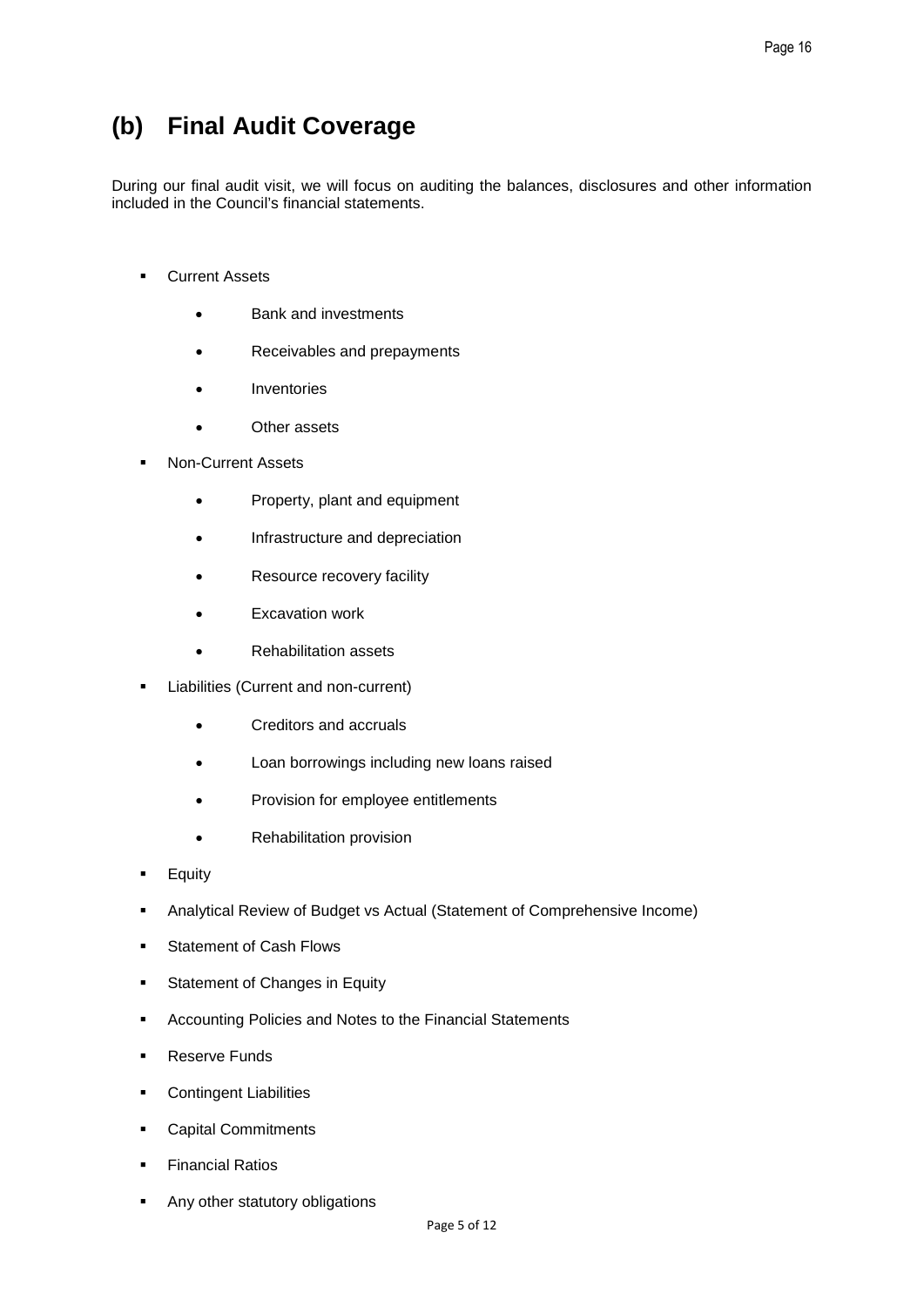## (b) Final Audit Coverage

During our final audit visit, we will focus on auditing the balances, disclosures and other information included in the Council's financial statements.

- Current Assets
  - Bank and investments
  - Receivables and prepayments
  - Inventories
  - Other assets
- Non-Current Assets
  - Property, plant and equipment
  - Infrastructure and depreciation
  - Resource recovery facility
  - Excavation work
  - Rehabilitation assets
- Liabilities (Current and non-current)
  - Creditors and accruals
  - Loan borrowings including new loans raised
  - Provision for employee entitlements
  - Rehabilitation provision
- Equity
- Analytical Review of Budget vs Actual (Statement of Comprehensive Income)
- Statement of Cash Flows
- Statement of Changes in Equity
- Accounting Policies and Notes to the Financial Statements
- Reserve Funds
- Contingent Liabilities
- Capital Commitments
- Financial Ratios
- Any other statutory obligations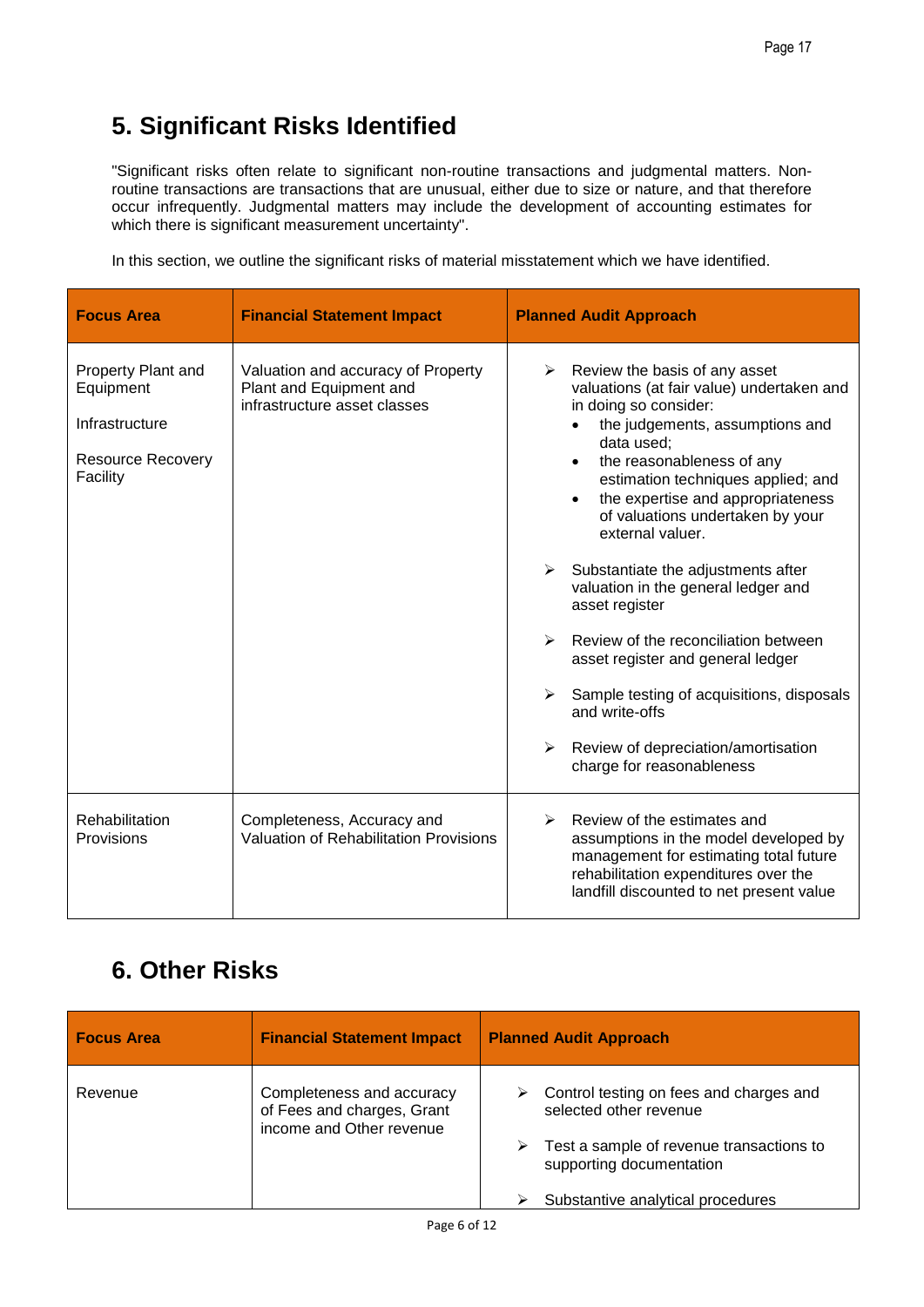## 5. Significant Risks Identified

"Significant risks often relate to significant non-routine transactions and judgmental matters. Non-routine transactions are transactions that are unusual, either due to size or nature, and that therefore occur infrequently. Judgmental matters may include the development of accounting estimates for which there is significant measurement uncertainty".

In this section, we outline the significant risks of material misstatement which we have identified.

| Focus Area | Financial Statement Impact | Planned Audit Approach |
|---|---|---|
| Property Plant and Equipment<br><br>Infrastructure<br><br>Resource Recovery Facility | Valuation and accuracy of Property Plant and Equipment and infrastructure asset classes | ➢ Review the basis of any asset valuations (at fair value) undertaken and in doing so consider:<br>• the judgements, assumptions and data used;<br>• the reasonableness of any estimation techniques applied; and<br>• the expertise and appropriateness of valuations undertaken by your external valuer.<br><br>➢ Substantiate the adjustments after valuation in the general ledger and asset register<br><br>➢ Review of the reconciliation between asset register and general ledger<br><br>➢ Sample testing of acquisitions, disposals and write-offs<br><br>➢ Review of depreciation/amortisation charge for reasonableness |
| Rehabilitation Provisions | Completeness, Accuracy and Valuation of Rehabilitation Provisions | ➢ Review of the estimates and assumptions in the model developed by management for estimating total future rehabilitation expenditures over the landfill discounted to net present value |

## 6. Other Risks

| Focus Area | Financial Statement Impact | Planned Audit Approach |
|---|---|---|
| Revenue | Completeness and accuracy of Fees and charges, Grant income and Other revenue | ➢ Control testing on fees and charges and selected other revenue<br><br>➢ Test a sample of revenue transactions to supporting documentation<br><br>➢ Substantive analytical procedures |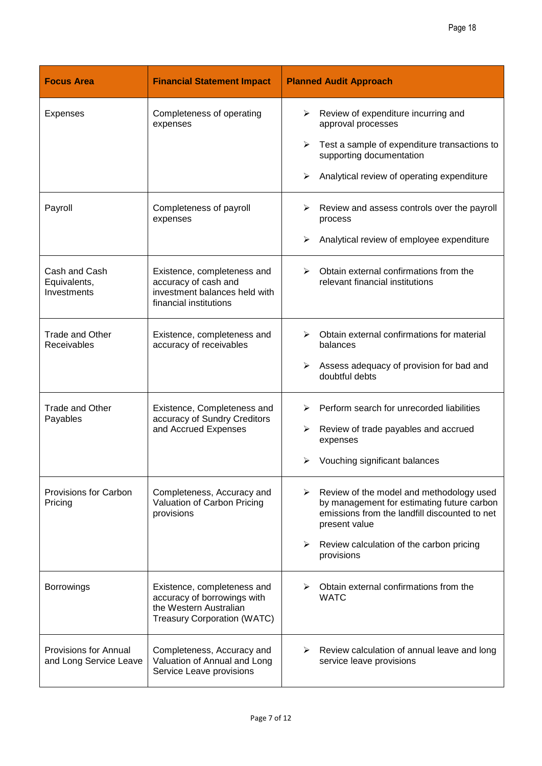| Focus Area | Financial Statement Impact | Planned Audit Approach |
|---|---|---|
| Expenses | Completeness of operating expenses | ➢ Review of expenditure incurring and approval processes<br>➢ Test a sample of expenditure transactions to supporting documentation<br>➢ Analytical review of operating expenditure |
| Payroll | Completeness of payroll expenses | ➢ Review and assess controls over the payroll process<br>➢ Analytical review of employee expenditure |
| Cash and Cash Equivalents, Investments | Existence, completeness and accuracy of cash and investment balances held with financial institutions | ➢ Obtain external confirmations from the relevant financial institutions |
| Trade and Other Receivables | Existence, completeness and accuracy of receivables | ➢ Obtain external confirmations for material balances<br>➢ Assess adequacy of provision for bad and doubtful debts |
| Trade and Other Payables | Existence, Completeness and accuracy of Sundry Creditors and Accrued Expenses | ➢ Perform search for unrecorded liabilities<br>➢ Review of trade payables and accrued expenses<br>➢ Vouching significant balances |
| Provisions for Carbon Pricing | Completeness, Accuracy and Valuation of Carbon Pricing provisions | ➢ Review of the model and methodology used by management for estimating future carbon emissions from the landfill discounted to net present value<br>➢ Review calculation of the carbon pricing provisions |
| Borrowings | Existence, completeness and accuracy of borrowings with the Western Australian Treasury Corporation (WATC) | ➢ Obtain external confirmations from the WATC |
| Provisions for Annual and Long Service Leave | Completeness, Accuracy and Valuation of Annual and Long Service Leave provisions | ➢ Review calculation of annual leave and long service leave provisions |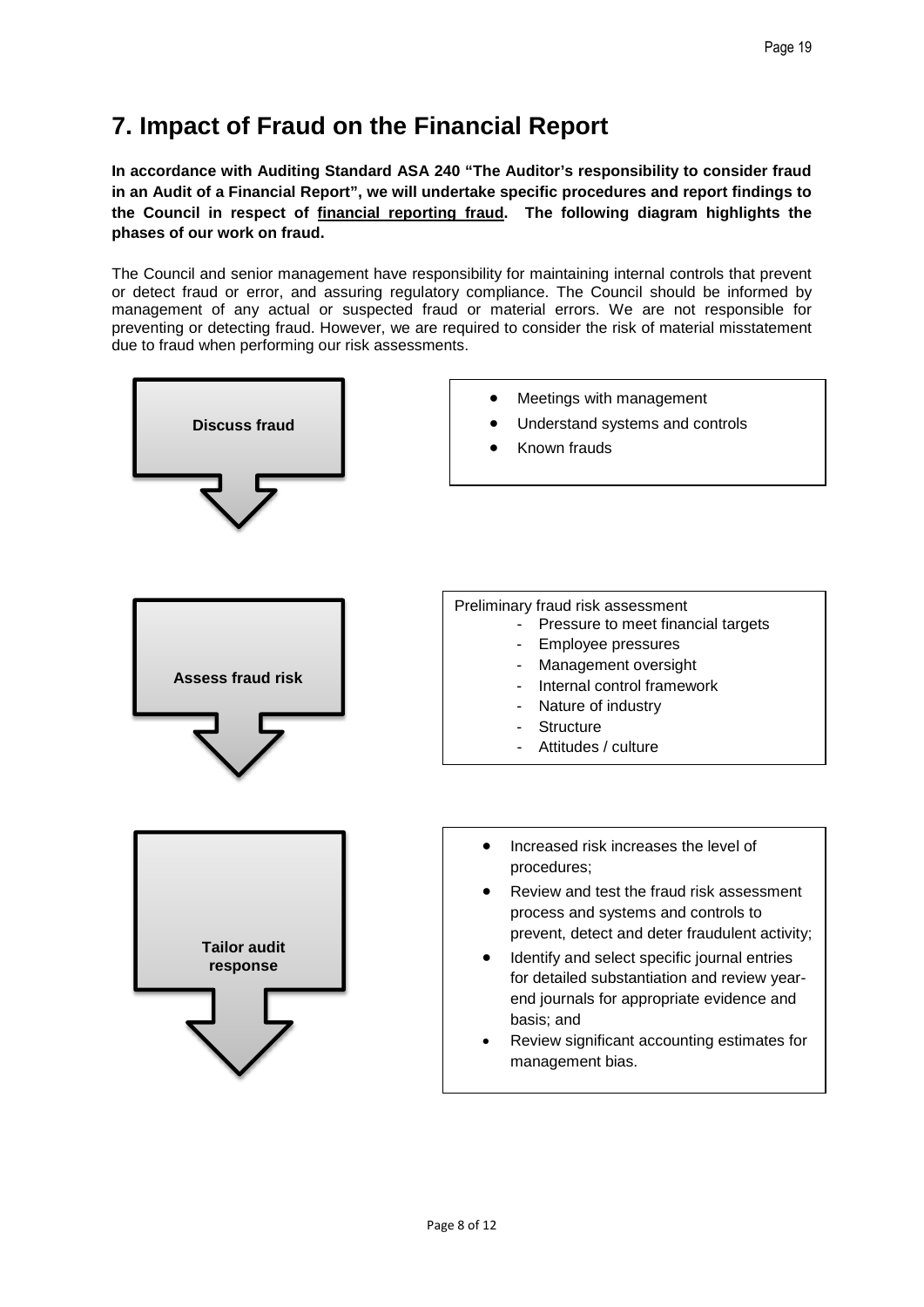# 7. Impact of Fraud on the Financial Report

**In accordance with Auditing Standard ASA 240 "The Auditor's responsibility to consider fraud in an Audit of a Financial Report", we will undertake specific procedures and report findings to the Council in respect of <u>financial reporting fraud</u>. The following diagram highlights the phases of our work on fraud.**

The Council and senior management have responsibility for maintaining internal controls that prevent or detect fraud or error, and assuring regulatory compliance. The Council should be informed by management of any actual or suspected fraud or material errors. We are not responsible for preventing or detecting fraud. However, we are required to consider the risk of material misstatement due to fraud when performing our risk assessments.

**Discuss fraud**

- Meetings with management
- Understand systems and controls
- Known frauds

**Assess fraud risk**

Preliminary fraud risk assessment

- Pressure to meet financial targets
- Employee pressures
- Management oversight
- Internal control framework
- Nature of industry
- Structure
- Attitudes / culture

**Tailor audit response**

- Increased risk increases the level of procedures;
- Review and test the fraud risk assessment process and systems and controls to prevent, detect and deter fraudulent activity;
- Identify and select specific journal entries for detailed substantiation and review year-end journals for appropriate evidence and basis; and
- Review significant accounting estimates for management bias.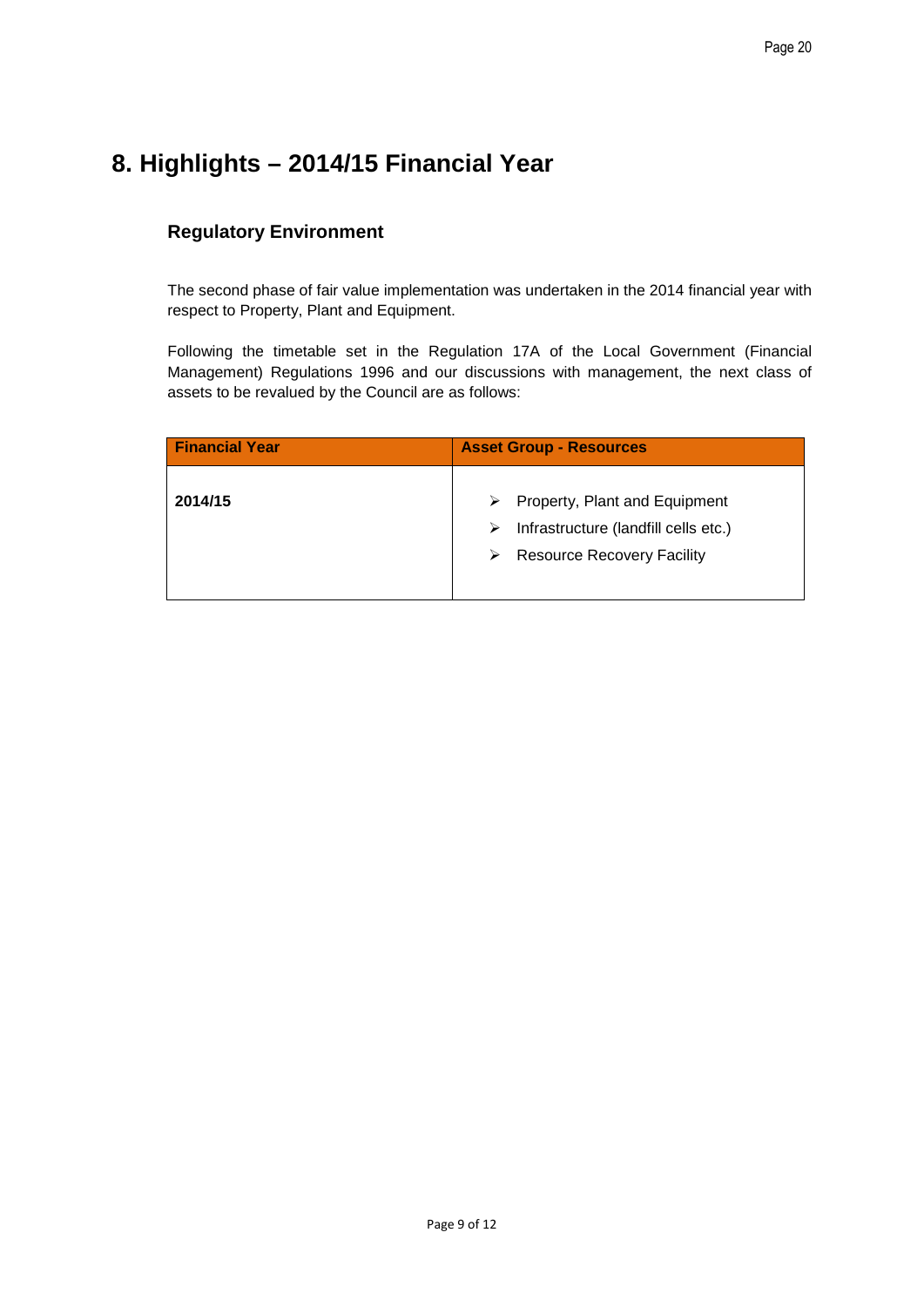# 8. Highlights – 2014/15 Financial Year

## Regulatory Environment

The second phase of fair value implementation was undertaken in the 2014 financial year with respect to Property, Plant and Equipment.

Following the timetable set in the Regulation 17A of the Local Government (Financial Management) Regulations 1996 and our discussions with management, the next class of assets to be revalued by the Council are as follows:

| Financial Year | Asset Group - Resources |
|---|---|
| 2014/15 | ➢ Property, Plant and Equipment<br>➢ Infrastructure (landfill cells etc.)<br>➢ Resource Recovery Facility |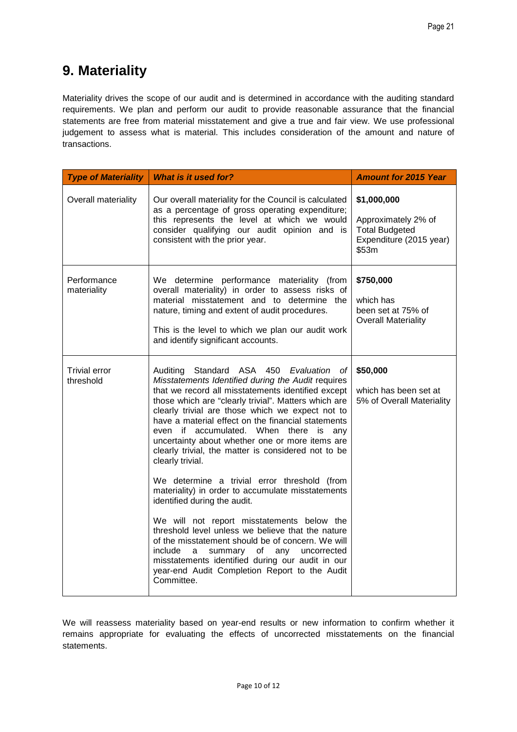# 9. Materiality

Materiality drives the scope of our audit and is determined in accordance with the auditing standard requirements. We plan and perform our audit to provide reasonable assurance that the financial statements are free from material misstatement and give a true and fair view. We use professional judgement to assess what is material. This includes consideration of the amount and nature of transactions.

| ***Type of Materiality*** | ***What is it used for?*** | ***Amount for 2015 Year*** |
|---|---|---|
| Overall materiality | Our overall materiality for the Council is calculated as a percentage of gross operating expenditure; this represents the level at which we would consider qualifying our audit opinion and is consistent with the prior year. | **$1,000,000**<br><br>Approximately 2% of Total Budgeted Expenditure (2015 year) $53m |
| Performance materiality | We determine performance materiality (from overall materiality) in order to assess risks of material misstatement and to determine the nature, timing and extent of audit procedures.<br><br>This is the level to which we plan our audit work and identify significant accounts. | **$750,000**<br><br>which has been set at 75% of Overall Materiality |
| Trivial error threshold | Auditing Standard ASA 450 *Evaluation of Misstatements Identified during the Audit* requires that we record all misstatements identified except those which are "clearly trivial". Matters which are clearly trivial are those which we expect not to have a material effect on the financial statements even if accumulated. When there is any uncertainty about whether one or more items are clearly trivial, the matter is considered not to be clearly trivial.<br><br>We determine a trivial error threshold (from materiality) in order to accumulate misstatements identified during the audit.<br><br>We will not report misstatements below the threshold level unless we believe that the nature of the misstatement should be of concern. We will include a summary of any uncorrected misstatements identified during our audit in our year-end Audit Completion Report to the Audit Committee. | **$50,000**<br><br>which has been set at 5% of Overall Materiality |

We will reassess materiality based on year-end results or new information to confirm whether it remains appropriate for evaluating the effects of uncorrected misstatements on the financial statements.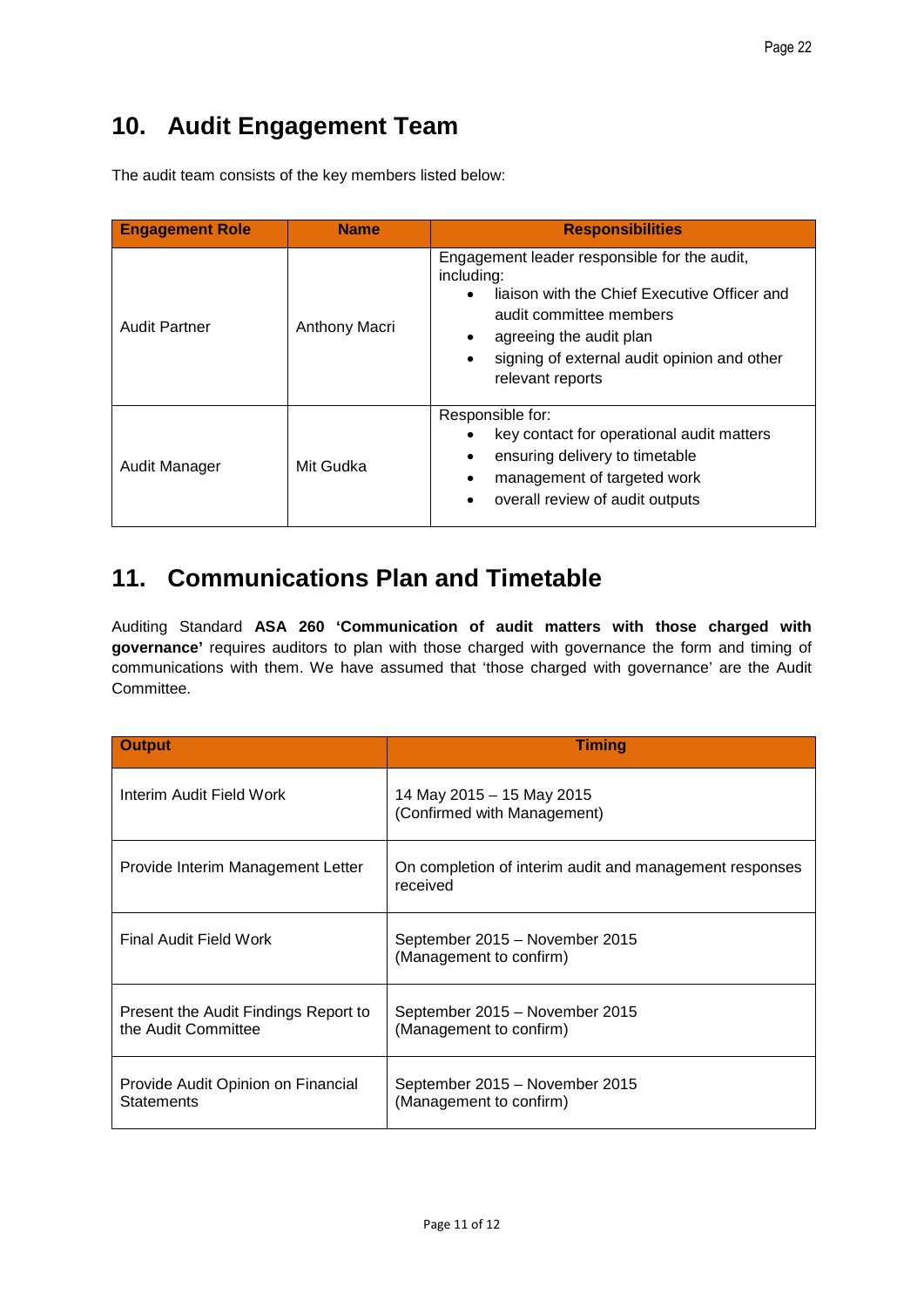## 10. Audit Engagement Team

The audit team consists of the key members listed below:

| Engagement Role | Name | Responsibilities |
|---|---|---|
| Audit Partner | Anthony Macri | Engagement leader responsible for the audit, including: <br>• liaison with the Chief Executive Officer and audit committee members <br>• agreeing the audit plan <br>• signing of external audit opinion and other relevant reports |
| Audit Manager | Mit Gudka | Responsible for: <br>• key contact for operational audit matters <br>• ensuring delivery to timetable <br>• management of targeted work <br>• overall review of audit outputs |

## 11. Communications Plan and Timetable

Auditing Standard **ASA 260 'Communication of audit matters with those charged with governance'** requires auditors to plan with those charged with governance the form and timing of communications with them. We have assumed that 'those charged with governance' are the Audit Committee.

| Output | Timing |
|---|---|
| Interim Audit Field Work | 14 May 2015 – 15 May 2015 (Confirmed with Management) |
| Provide Interim Management Letter | On completion of interim audit and management responses received |
| Final Audit Field Work | September 2015 – November 2015 (Management to confirm) |
| Present the Audit Findings Report to the Audit Committee | September 2015 – November 2015 (Management to confirm) |
| Provide Audit Opinion on Financial Statements | September 2015 – November 2015 (Management to confirm) |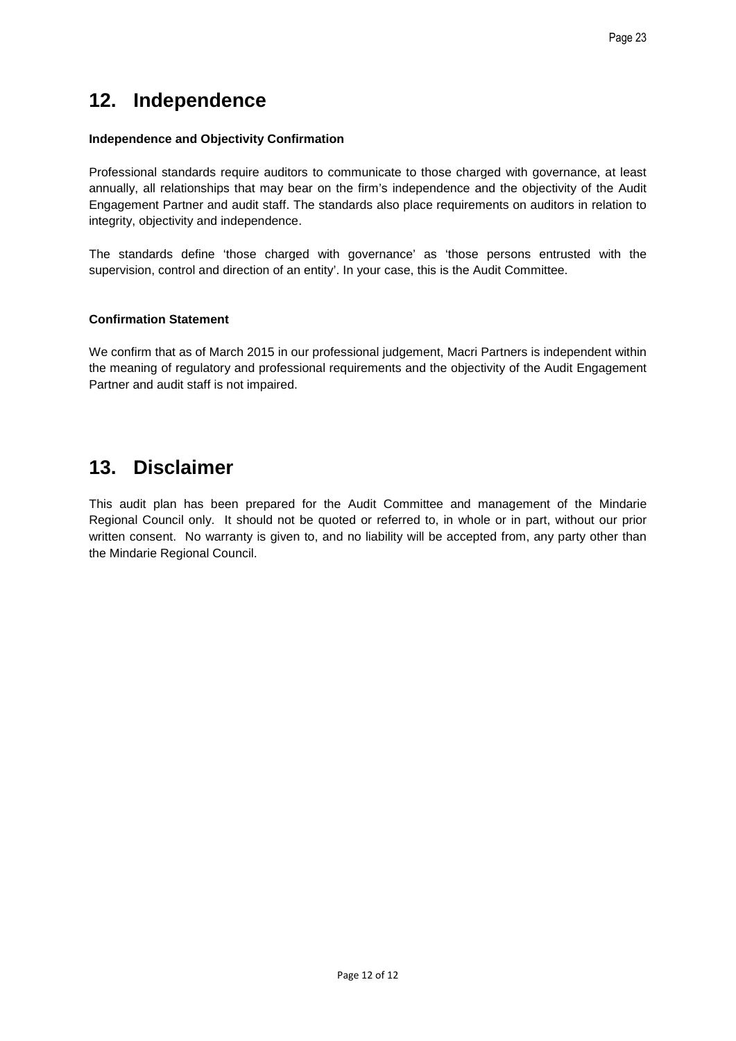## 12. Independence

**Independence and Objectivity Confirmation**

Professional standards require auditors to communicate to those charged with governance, at least annually, all relationships that may bear on the firm's independence and the objectivity of the Audit Engagement Partner and audit staff. The standards also place requirements on auditors in relation to integrity, objectivity and independence.

The standards define 'those charged with governance' as 'those persons entrusted with the supervision, control and direction of an entity'. In your case, this is the Audit Committee.

**Confirmation Statement**

We confirm that as of March 2015 in our professional judgement, Macri Partners is independent within the meaning of regulatory and professional requirements and the objectivity of the Audit Engagement Partner and audit staff is not impaired.

## 13. Disclaimer

This audit plan has been prepared for the Audit Committee and management of the Mindarie Regional Council only. It should not be quoted or referred to, in whole or in part, without our prior written consent. No warranty is given to, and no liability will be accepted from, any party other than the Mindarie Regional Council.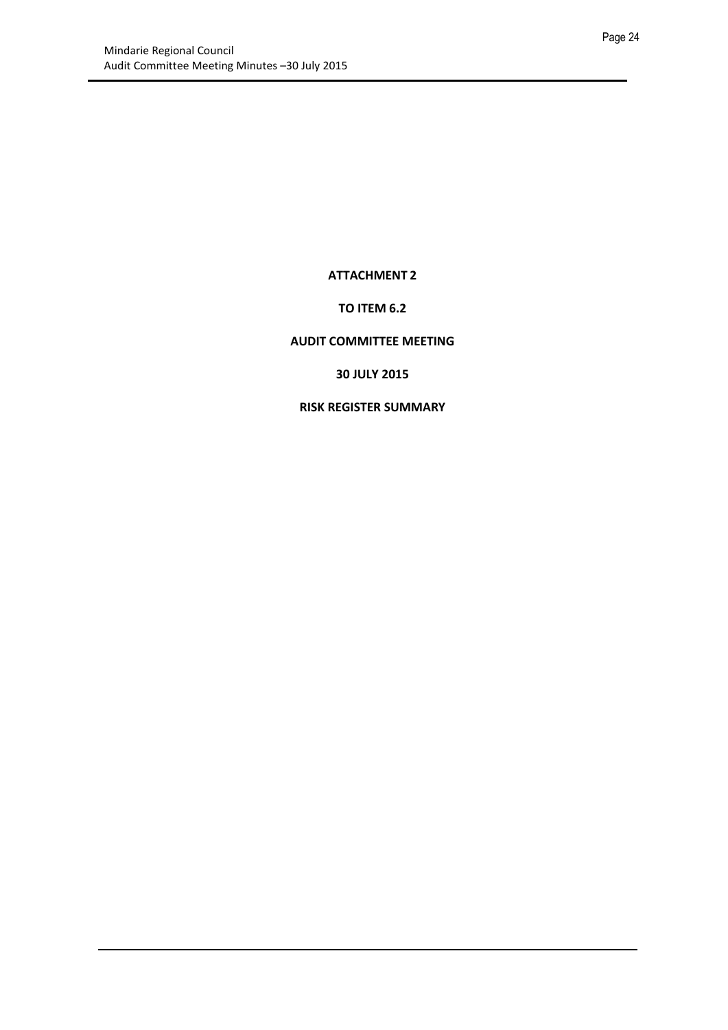**ATTACHMENT 2**

**TO ITEM 6.2**

**AUDIT COMMITTEE MEETING**

**30 JULY 2015**

**RISK REGISTER SUMMARY**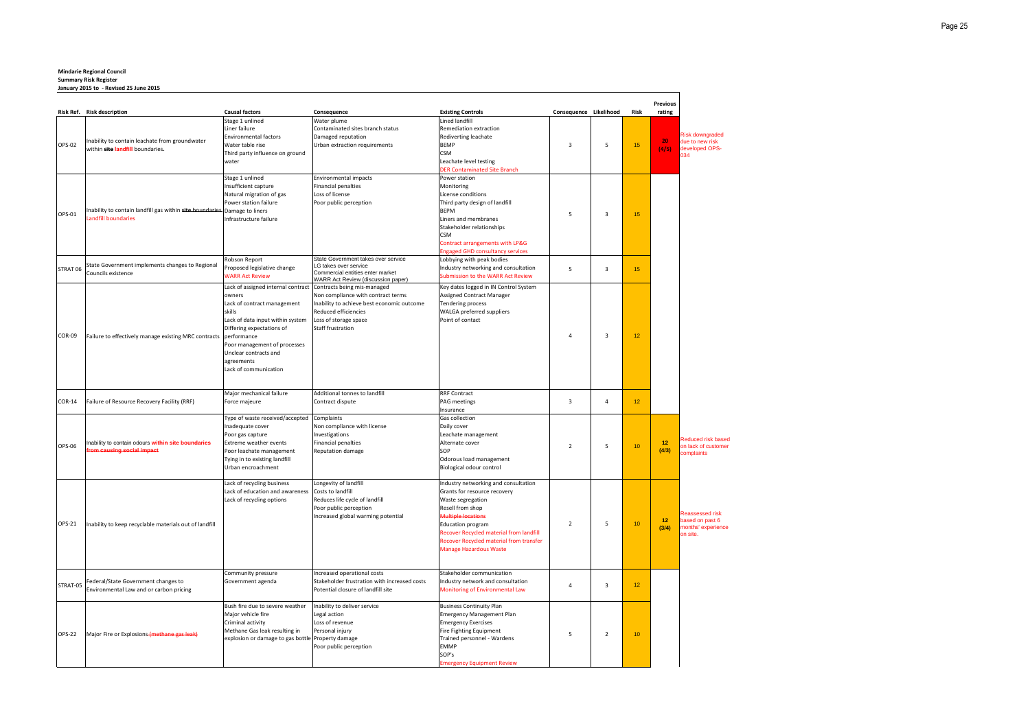**Mindarie Regional Council**
**Summary Risk Register**
**January 2015 to - Revised 25 June 2015**

| Risk Ref. | Risk description | Causal factors | Consequence | Existing Controls | Consequence | Likelihood | Risk | Previous rating | |
|---|---|---|---|---|---|---|---|---|---|
| OPS-02 | Inability to contain leachate from groundwater within ~~site~~ landfill boundaries. | Stage 1 unlined<br>Liner failure<br>Environmental factors<br>Water table rise<br>Third party influence on ground water | Water plume<br>Contaminated sites branch status<br>Damaged reputation<br>Urban extraction requirements | Lined landfill<br>Remediation extraction<br>Rediverting leachate<br>BEMP<br>CSM<br>Leachate level testing<br>DER Contaminated Site Branch | 3 | 5 | 15 | 20 (4/5) | Risk downgraded due to new risk developed OPS-034 |
| OPS-01 | Inability to contain landfill gas within ~~site boundaries~~ Landfill boundaries | Stage 1 unlined<br>Insufficient capture<br>Natural migration of gas<br>Power station failure<br>Damage to liners<br>Infrastructure failure | Environmental impacts<br>Financial penalties<br>Loss of license<br>Poor public perception | Power station<br>Monitoring<br>License conditions<br>Third party design of landfill<br>BEPM<br>Liners and membranes<br>Stakeholder relationships<br>CSM<br>Contract arrangements with LP&G<br>Engaged GHD consultancy services | 5 | 3 | 15 | | |
| STRAT 06 | State Government implements changes to Regional Councils existence | Robson Report<br>Proposed legislative change<br>WARR Act Review | State Government takes over service<br>LG takes over service<br>Commercial entities enter market<br>WARR Act Review (discussion paper) | Lobbying with peak bodies<br>Industry networking and consultation<br>Submission to the WARR Act Review | 5 | 3 | 15 | | |
| COR-09 | Failure to effectively manage existing MRC contracts | Lack of assigned internal contract owners<br>Lack of contract management skills<br>Lack of data input within system<br>Differing expectations of performance<br>Poor management of processes<br>Unclear contracts and agreements<br>Lack of communication | Contracts being mis-managed<br>Non compliance with contract terms<br>Inability to achieve best economic outcome<br>Reduced efficiencies<br>Loss of storage space<br>Staff frustration | Key dates logged in IN Control System<br>Assigned Contract Manager<br>Tendering process<br>WALGA preferred suppliers<br>Point of contact | 4 | 3 | 12 | | |
| COR-14 | Failure of Resource Recovery Facility (RRF) | Major mechanical failure<br>Force majeure | Additional tonnes to landfill<br>Contract dispute | RRF Contract<br>PAG meetings<br>Insurance | 3 | 4 | 12 | | |
| OPS-06 | Inability to contain odours within site boundaries ~~from causing social impact~~ | Type of waste received/accepted<br>Inadequate cover<br>Poor gas capture<br>Extreme weather events<br>Poor leachate management<br>Tying in to existing landfill<br>Urban encroachment | Complaints<br>Non compliance with license<br>Investigations<br>Financial penalties<br>Reputation damage | Gas collection<br>Daily cover<br>Leachate management<br>Alternate cover<br>SOP<br>Odorous load management<br>Biological odour control | 2 | 5 | 10 | 12 (4/3) | Reduced risk based on lack of customer complaints |
| OPS-21 | Inability to keep recyclable materials out of landfill | Lack of recycling business<br>Lack of education and awareness<br>Lack of recycling options | Longevity of landfill<br>Costs to landfill<br>Reduces life cycle of landfill<br>Poor public perception<br>Increased global warming potential | Industry networking and consultation<br>Grants for resource recovery<br>Waste segregation<br>Resell from shop<br>~~Multiple locations~~<br>Education program<br>Recover Recycled material from landfill<br>Recover Recycled material from transfer<br>Manage Hazardous Waste | 2 | 5 | 10 | 12 (3/4) | Reassessed risk based on past 6 months' experience on site. |
| STRAT-05 | Federal/State Government changes to Environmental Law and or carbon pricing | Community pressure<br>Government agenda | Increased operational costs<br>Stakeholder frustration with increased costs<br>Potential closure of landfill site | Stakeholder communication<br>Industry network and consultation<br>Monitoring of Environmental Law | 4 | 3 | 12 | | |
| OPS-22 | Major Fire or Explosions ~~(methane gas leak)~~ | Bush fire due to severe weather<br>Major vehicle fire<br>Criminal activity<br>Methane Gas leak resulting in explosion or damage to gas bottle | Inability to deliver service<br>Legal action<br>Loss of revenue<br>Personal injury<br>Property damage<br>Poor public perception | Business Continuity Plan<br>Emergency Management Plan<br>Emergency Exercises<br>Fire Fighting Equipment<br>Trained personnel - Wardens<br>EMMP<br>SOP's<br>Emergency Equipment Review | 5 | 2 | 10 | | |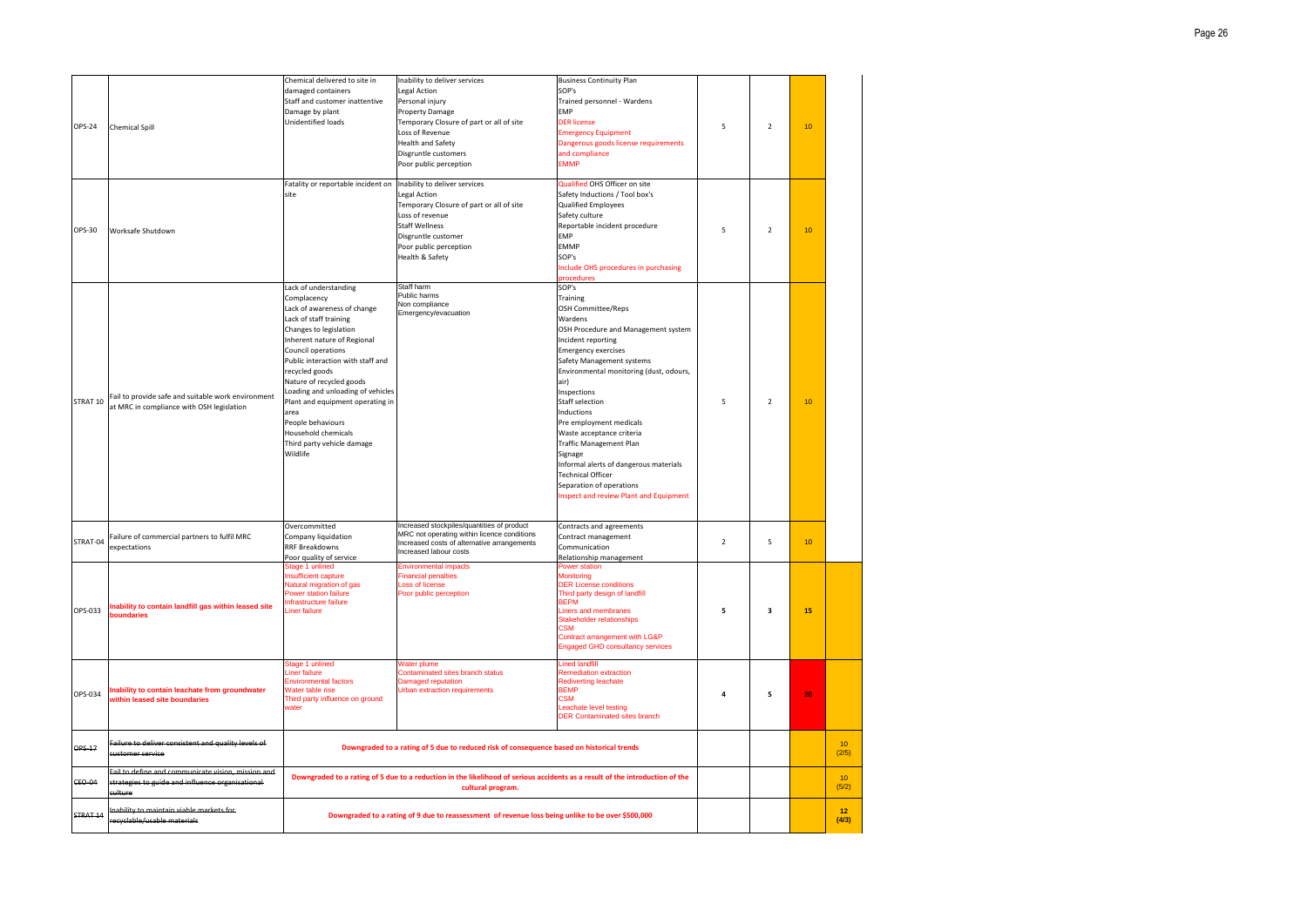| | | | | | | | | |
|---|---|---|---|---|---|---|---|---|
| OPS-24 | Chemical Spill | Chemical delivered to site in damaged containers<br>Staff and customer inattentive<br>Damage by plant<br>Unidentified loads | Inability to deliver services<br>Legal Action<br>Personal injury<br>Property Damage<br>Temporary Closure of part or all of site<br>Loss of Revenue<br>Health and Safety<br>Disgruntle customers<br>Poor public perception | Business Continuity Plan<br>SOP's<br>Trained personnel - Wardens<br>EMP<br>DER license<br>Emergency Equipment<br>Dangerous goods license requirements and compliance<br>EMMP | 5 | 2 | 10 | |
| OPS-30 | Worksafe Shutdown | Fatality or reportable incident on site | Inability to deliver services<br>Legal Action<br>Temporary Closure of part or all of site<br>Loss of revenue<br>Staff Wellness<br>Disgruntle customer<br>Poor public perception<br>Health & Safety | Qualified OHS Officer on site<br>Safety Inductions / Tool box's<br>Qualified Employees<br>Safety culture<br>Reportable incident procedure<br>EMP<br>EMMP<br>SOP's<br>Include OHS procedures in purchasing procedures | 5 | 2 | 10 | |
| STRAT 10 | Fail to provide safe and suitable work environment at MRC in compliance with OSH legislation | Lack of understanding<br>Complacency<br>Lack of awareness of change<br>Lack of staff training<br>Changes to legislation<br>Inherent nature of Regional Council operations<br>Public interaction with staff and recycled goods<br>Nature of recycled goods<br>Loading and unloading of vehicles<br>Plant and equipment operating in area<br>People behaviours<br>Household chemicals<br>Third party vehicle damage<br>Wildlife | Staff harm<br>Public harms<br>Non compliance<br>Emergency/evacuation | SOP's<br>Training<br>OSH Committee/Reps<br>Wardens<br>OSH Procedure and Management system<br>Incident reporting<br>Emergency exercises<br>Safety Management systems<br>Environmental monitoring (dust, odours, air)<br>Inspections<br>Staff selection<br>Inductions<br>Pre employment medicals<br>Waste acceptance criteria<br>Traffic Management Plan<br>Signage<br>Informal alerts of dangerous materials<br>Technical Officer<br>Separation of operations<br>Inspect and review Plant and Equipment | 5 | 2 | 10 | |
| STRAT-04 | Failure of commercial partners to fulfil MRC expectations | Overcommitted<br>Company liquidation<br>RRF Breakdowns<br>Poor quality of service | Increased stockpiles/quantities of product<br>MRC not operating within licence conditions<br>Increased costs of alternative arrangements<br>Increased labour costs | Contracts and agreements<br>Contract management<br>Communication<br>Relationship management | 2 | 5 | 10 | |
| OPS-033 | **Inability to contain landfill gas within leased site boundaries** | Stage 1 unlined<br>Insufficient capture<br>Natural migration of gas<br>Power station failure<br>Infrastructure failure<br>Liner failure | Environmental impacts<br>Financial penalties<br>Loss of license<br>Poor public perception | Power station<br>Monitoring<br>DER License conditions<br>Third party design of landfill<br>BEPM<br>Liners and membranes<br>Stakeholder relationships<br>CSM<br>Contract arrangement with LG&P<br>Engaged GHD consultancy services | **5** | **3** | **15** | |
| OPS-034 | **Inability to contain leachate from groundwater within leased site boundaries** | Stage 1 unlined<br>Liner failure<br>Environmental factors<br>Water table rise<br>Third party influence on ground water | Water plume<br>Contaminated sites branch status<br>Damaged reputation<br>Urban extraction requirements | Lined landfill<br>Remediation extraction<br>Rediverting leachate<br>BEMP<br>CSM<br>Leachate level testing<br>DER Contaminated sites branch | **4** | **5** | **20** | |
| ~~OPS-17~~ | ~~Failure to deliver consistent and quality levels of customer service~~ | **Downgraded to a rating of 5 due to reduced risk of consequence based on historical trends** | | | | | | 10 (2/5) |
| ~~CEO-04~~ | ~~Fail to define and communicate vision, mission and strategies to guide and influence organisational culture~~ | **Downgraded to a rating of 5 due to a reduction in the likelihood of serious accidents as a result of the introduction of the cultural program.** | | | | | | 10 (5/2) |
| ~~STRAT 14~~ | ~~Inability to maintain viable markets for recyclable/usable materials~~ | **Downgraded to a rating of 9 due to reassessment of revenue loss being unlike to be over $500,000** | | | | | | **12 (4/3)** |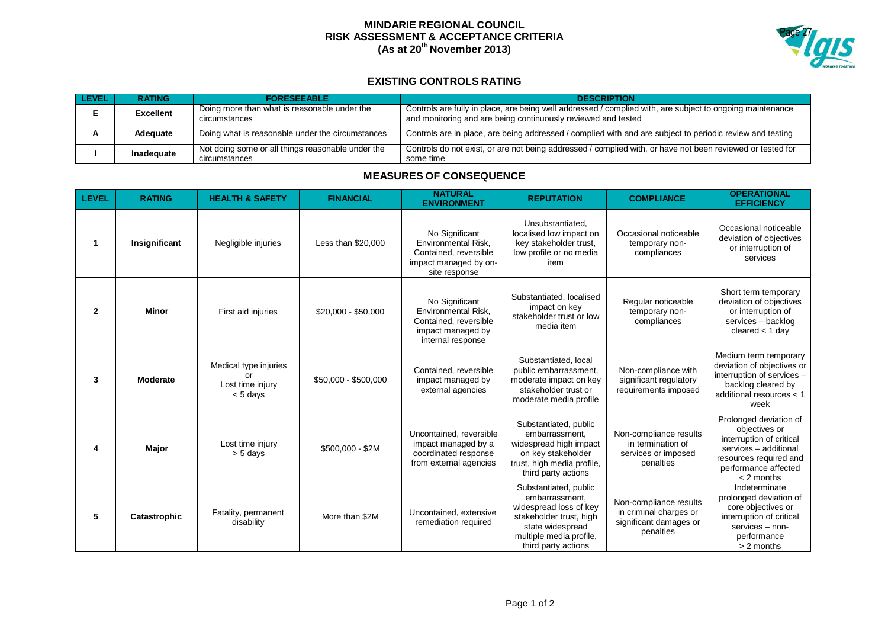# MINDARIE REGIONAL COUNCIL
# RISK ASSESSMENT & ACCEPTANCE CRITERIA
# (As at 20th November 2013)

## EXISTING CONTROLS RATING

| LEVEL | RATING | FORESEEABLE | DESCRIPTION |
|---|---|---|---|
| E | Excellent | Doing more than what is reasonable under the circumstances | Controls are fully in place, are being well addressed / complied with, are subject to ongoing maintenance and monitoring and are being continuously reviewed and tested |
| A | Adequate | Doing what is reasonable under the circumstances | Controls are in place, are being addressed / complied with and are subject to periodic review and testing |
| I | Inadequate | Not doing some or all things reasonable under the circumstances | Controls do not exist, or are not being addressed / complied with, or have not been reviewed or tested for some time |

## MEASURES OF CONSEQUENCE

| LEVEL | RATING | HEALTH & SAFETY | FINANCIAL | NATURAL ENVIRONMENT | REPUTATION | COMPLIANCE | OPERATIONAL EFFICIENCY |
|---|---|---|---|---|---|---|---|
| 1 | Insignificant | Negligible injuries | Less than $20,000 | No Significant Environmental Risk, Contained, reversible impact managed by on-site response | Unsubstantiated, localised low impact on key stakeholder trust, low profile or no media item | Occasional noticeable temporary non-compliances | Occasional noticeable deviation of objectives or interruption of services |
| 2 | Minor | First aid injuries | $20,000 - $50,000 | No Significant Environmental Risk, Contained, reversible impact managed by internal response | Substantiated, localised impact on key stakeholder trust or low media item | Regular noticeable temporary non-compliances | Short term temporary deviation of objectives or interruption of services – backlog cleared < 1 day |
| 3 | Moderate | Medical type injuries or Lost time injury < 5 days | $50,000 - $500,000 | Contained, reversible impact managed by external agencies | Substantiated, local public embarrassment, moderate impact on key stakeholder trust or moderate media profile | Non-compliance with significant regulatory requirements imposed | Medium term temporary deviation of objectives or interruption of services – backlog cleared by additional resources < 1 week |
| 4 | Major | Lost time injury > 5 days | $500,000 - $2M | Uncontained, reversible impact managed by a coordinated response from external agencies | Substantiated, public embarrassment, widespread high impact on key stakeholder trust, high media profile, third party actions | Non-compliance results in termination of services or imposed penalties | Prolonged deviation of objectives or interruption of critical services – additional resources required and performance affected < 2 months |
| 5 | Catastrophic | Fatality, permanent disability | More than $2M | Uncontained, extensive remediation required | Substantiated, public embarrassment, widespread loss of key stakeholder trust, high state widespread multiple media profile, third party actions | Non-compliance results in criminal charges or significant damages or penalties | Indeterminate prolonged deviation of core objectives or interruption of critical services – non-performance > 2 months |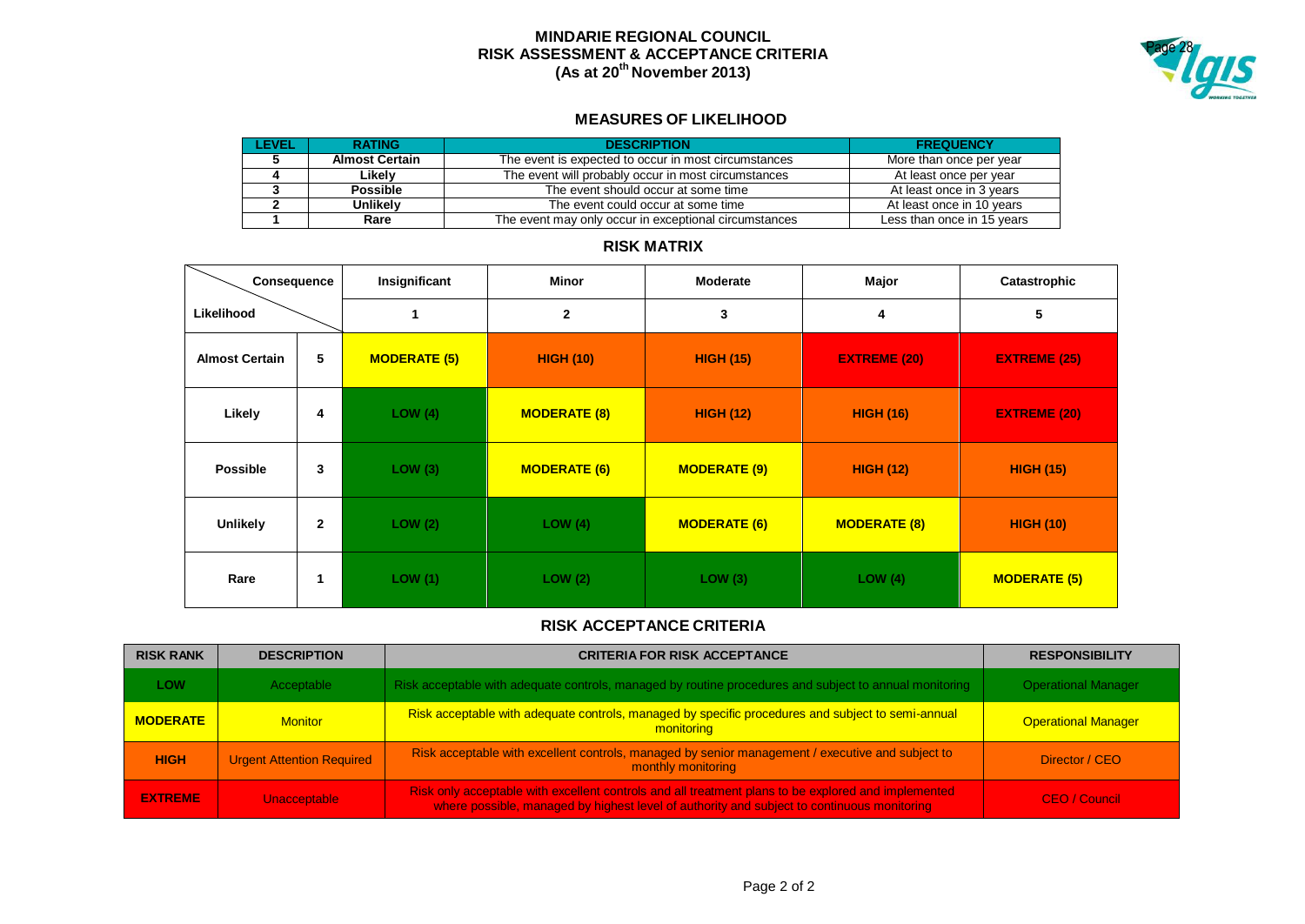# MINDARIE REGIONAL COUNCIL
# RISK ASSESSMENT & ACCEPTANCE CRITERIA
## (As at 20th November 2013)

### MEASURES OF LIKELIHOOD

| LEVEL | RATING | DESCRIPTION | FREQUENCY |
|---|---|---|---|
| 5 | Almost Certain | The event is expected to occur in most circumstances | More than once per year |
| 4 | Likely | The event will probably occur in most circumstances | At least once per year |
| 3 | Possible | The event should occur at some time | At least once in 3 years |
| 2 | Unlikely | The event could occur at some time | At least once in 10 years |
| 1 | Rare | The event may only occur in exceptional circumstances | Less than once in 15 years |

### RISK MATRIX

| Likelihood \ Consequence | | Insignificant | Minor | Moderate | Major | Catastrophic |
|---|---|---|---|---|---|---|
| | | 1 | 2 | 3 | 4 | 5 |
| Almost Certain | 5 | MODERATE (5) | HIGH (10) | HIGH (15) | EXTREME (20) | EXTREME (25) |
| Likely | 4 | LOW (4) | MODERATE (8) | HIGH (12) | HIGH (16) | EXTREME (20) |
| Possible | 3 | LOW (3) | MODERATE (6) | MODERATE (9) | HIGH (12) | HIGH (15) |
| Unlikely | 2 | LOW (2) | LOW (4) | MODERATE (6) | MODERATE (8) | HIGH (10) |
| Rare | 1 | LOW (1) | LOW (2) | LOW (3) | LOW (4) | MODERATE (5) |

### RISK ACCEPTANCE CRITERIA

| RISK RANK | DESCRIPTION | CRITERIA FOR RISK ACCEPTANCE | RESPONSIBILITY |
|---|---|---|---|
| LOW | Acceptable | Risk acceptable with adequate controls, managed by routine procedures and subject to annual monitoring | Operational Manager |
| MODERATE | Monitor | Risk acceptable with adequate controls, managed by specific procedures and subject to semi-annual monitoring | Operational Manager |
| HIGH | Urgent Attention Required | Risk acceptable with excellent controls, managed by senior management / executive and subject to monthly monitoring | Director / CEO |
| EXTREME | Unacceptable | Risk only acceptable with excellent controls and all treatment plans to be explored and implemented where possible, managed by highest level of authority and subject to continuous monitoring | CEO / Council |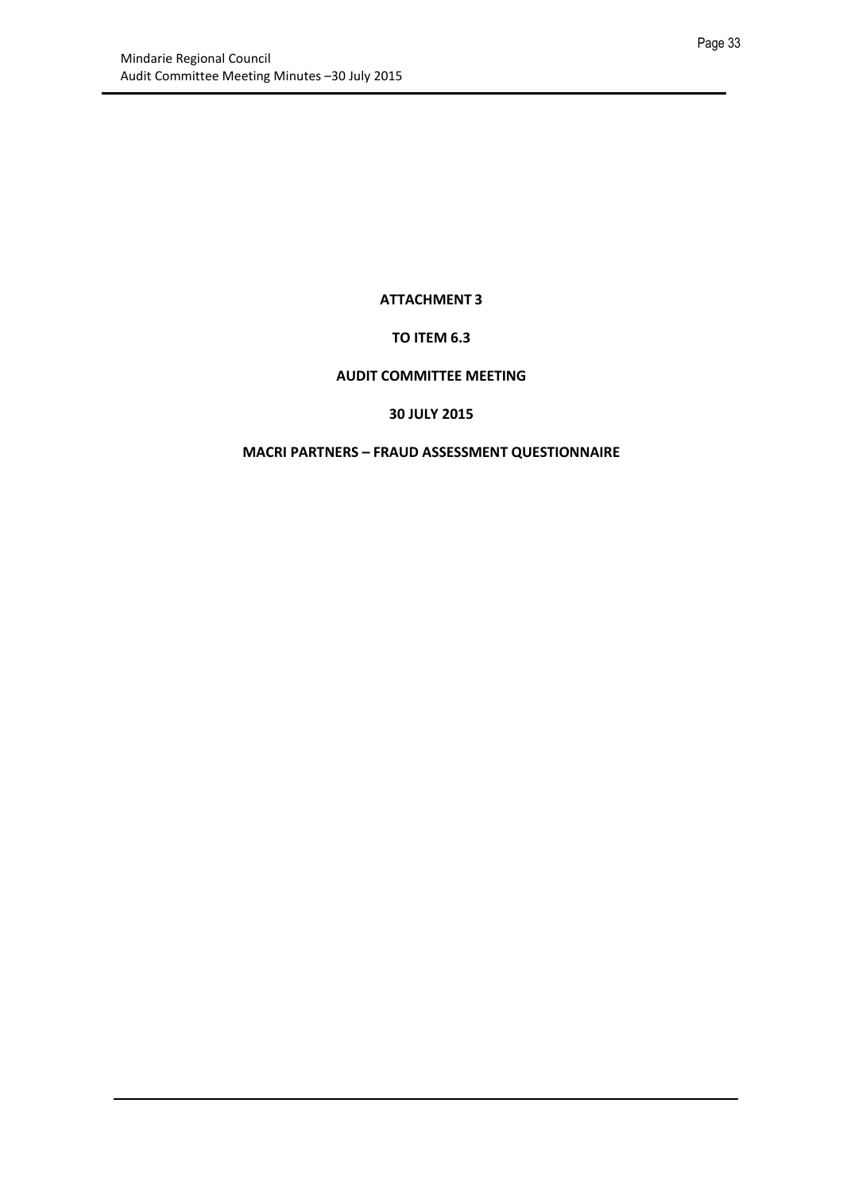**ATTACHMENT 3**

**TO ITEM 6.3**

**AUDIT COMMITTEE MEETING**

**30 JULY 2015**

**MACRI PARTNERS – FRAUD ASSESSMENT QUESTIONNAIRE**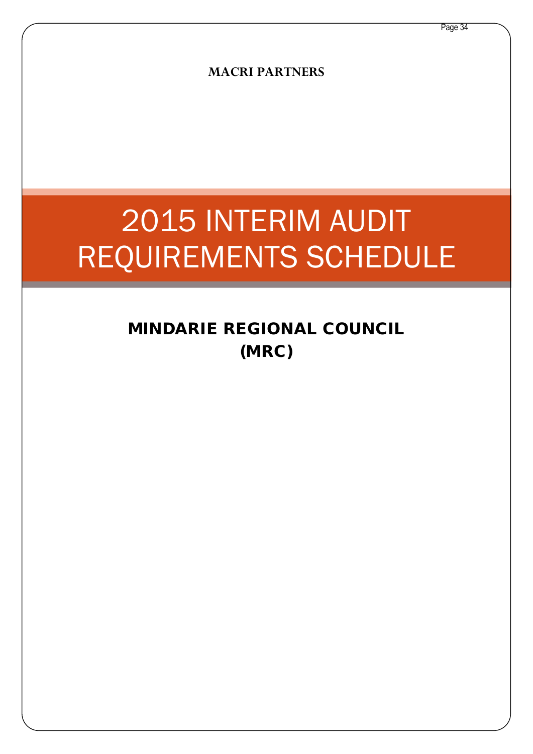**MACRI PARTNERS**

# 2015 INTERIM AUDIT REQUIREMENTS SCHEDULE

## MINDARIE REGIONAL COUNCIL (MRC)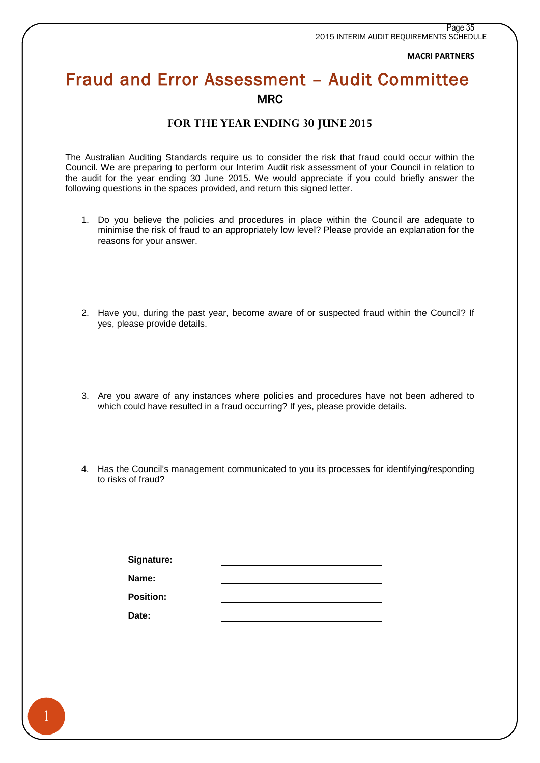**MACRI PARTNERS**

# Fraud and Error Assessment – Audit Committee

## MRC

### FOR THE YEAR ENDING 30 JUNE 2015

The Australian Auditing Standards require us to consider the risk that fraud could occur within the Council. We are preparing to perform our Interim Audit risk assessment of your Council in relation to the audit for the year ending 30 June 2015. We would appreciate if you could briefly answer the following questions in the spaces provided, and return this signed letter.

1. Do you believe the policies and procedures in place within the Council are adequate to minimise the risk of fraud to an appropriately low level? Please provide an explanation for the reasons for your answer.

2. Have you, during the past year, become aware of or suspected fraud within the Council? If yes, please provide details.

3. Are you aware of any instances where policies and procedures have not been adhered to which could have resulted in a fraud occurring? If yes, please provide details.

4. Has the Council's management communicated to you its processes for identifying/responding to risks of fraud?

**Signature:** ______________________

**Name:** ______________________

**Position:** ______________________

**Date:** ______________________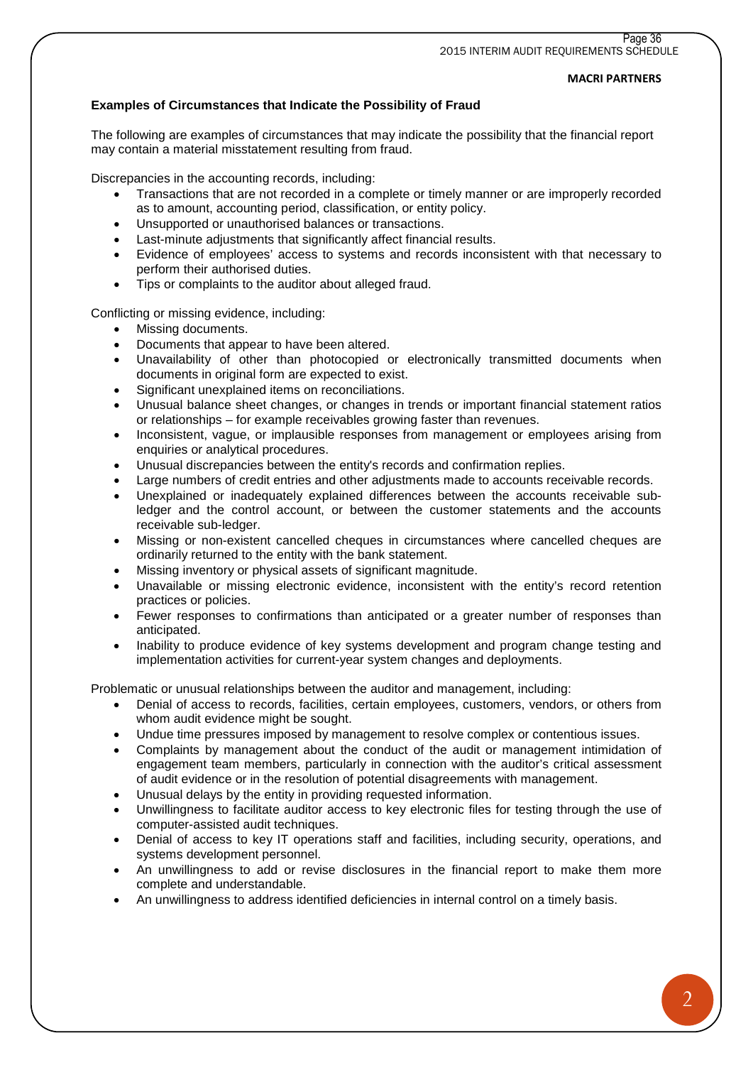## Examples of Circumstances that Indicate the Possibility of Fraud

The following are examples of circumstances that may indicate the possibility that the financial report may contain a material misstatement resulting from fraud.

Discrepancies in the accounting records, including:

- Transactions that are not recorded in a complete or timely manner or are improperly recorded as to amount, accounting period, classification, or entity policy.
- Unsupported or unauthorised balances or transactions.
- Last-minute adjustments that significantly affect financial results.
- Evidence of employees' access to systems and records inconsistent with that necessary to perform their authorised duties.
- Tips or complaints to the auditor about alleged fraud.

Conflicting or missing evidence, including:

- Missing documents.
- Documents that appear to have been altered.
- Unavailability of other than photocopied or electronically transmitted documents when documents in original form are expected to exist.
- Significant unexplained items on reconciliations.
- Unusual balance sheet changes, or changes in trends or important financial statement ratios or relationships – for example receivables growing faster than revenues.
- Inconsistent, vague, or implausible responses from management or employees arising from enquiries or analytical procedures.
- Unusual discrepancies between the entity's records and confirmation replies.
- Large numbers of credit entries and other adjustments made to accounts receivable records.
- Unexplained or inadequately explained differences between the accounts receivable sub-ledger and the control account, or between the customer statements and the accounts receivable sub-ledger.
- Missing or non-existent cancelled cheques in circumstances where cancelled cheques are ordinarily returned to the entity with the bank statement.
- Missing inventory or physical assets of significant magnitude.
- Unavailable or missing electronic evidence, inconsistent with the entity's record retention practices or policies.
- Fewer responses to confirmations than anticipated or a greater number of responses than anticipated.
- Inability to produce evidence of key systems development and program change testing and implementation activities for current-year system changes and deployments.

Problematic or unusual relationships between the auditor and management, including:

- Denial of access to records, facilities, certain employees, customers, vendors, or others from whom audit evidence might be sought.
- Undue time pressures imposed by management to resolve complex or contentious issues.
- Complaints by management about the conduct of the audit or management intimidation of engagement team members, particularly in connection with the auditor's critical assessment of audit evidence or in the resolution of potential disagreements with management.
- Unusual delays by the entity in providing requested information.
- Unwillingness to facilitate auditor access to key electronic files for testing through the use of computer-assisted audit techniques.
- Denial of access to key IT operations staff and facilities, including security, operations, and systems development personnel.
- An unwillingness to add or revise disclosures in the financial report to make them more complete and understandable.
- An unwillingness to address identified deficiencies in internal control on a timely basis.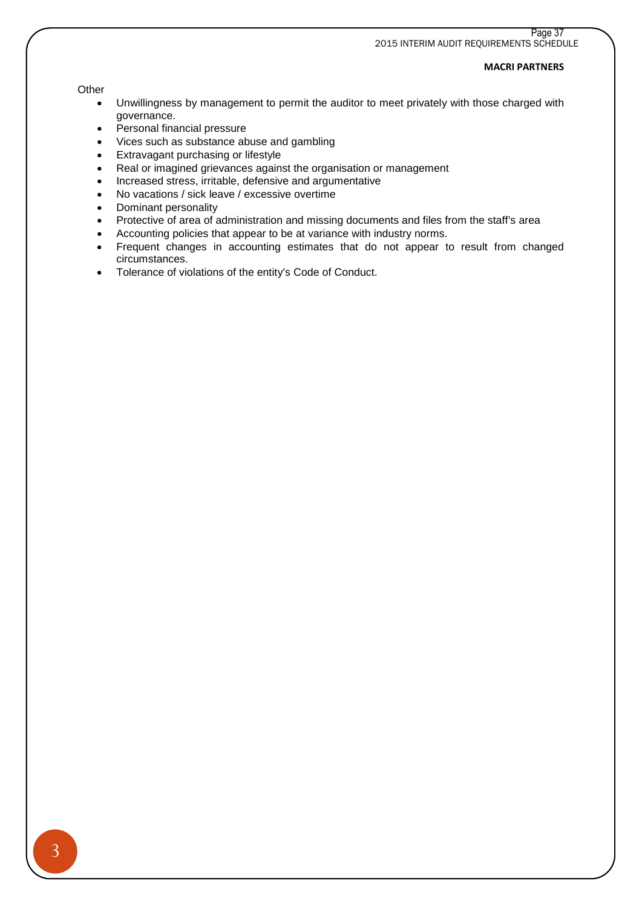Other

- Unwillingness by management to permit the auditor to meet privately with those charged with governance.
- Personal financial pressure
- Vices such as substance abuse and gambling
- Extravagant purchasing or lifestyle
- Real or imagined grievances against the organisation or management
- Increased stress, irritable, defensive and argumentative
- No vacations / sick leave / excessive overtime
- Dominant personality
- Protective of area of administration and missing documents and files from the staff's area
- Accounting policies that appear to be at variance with industry norms.
- Frequent changes in accounting estimates that do not appear to result from changed circumstances.
- Tolerance of violations of the entity's Code of Conduct.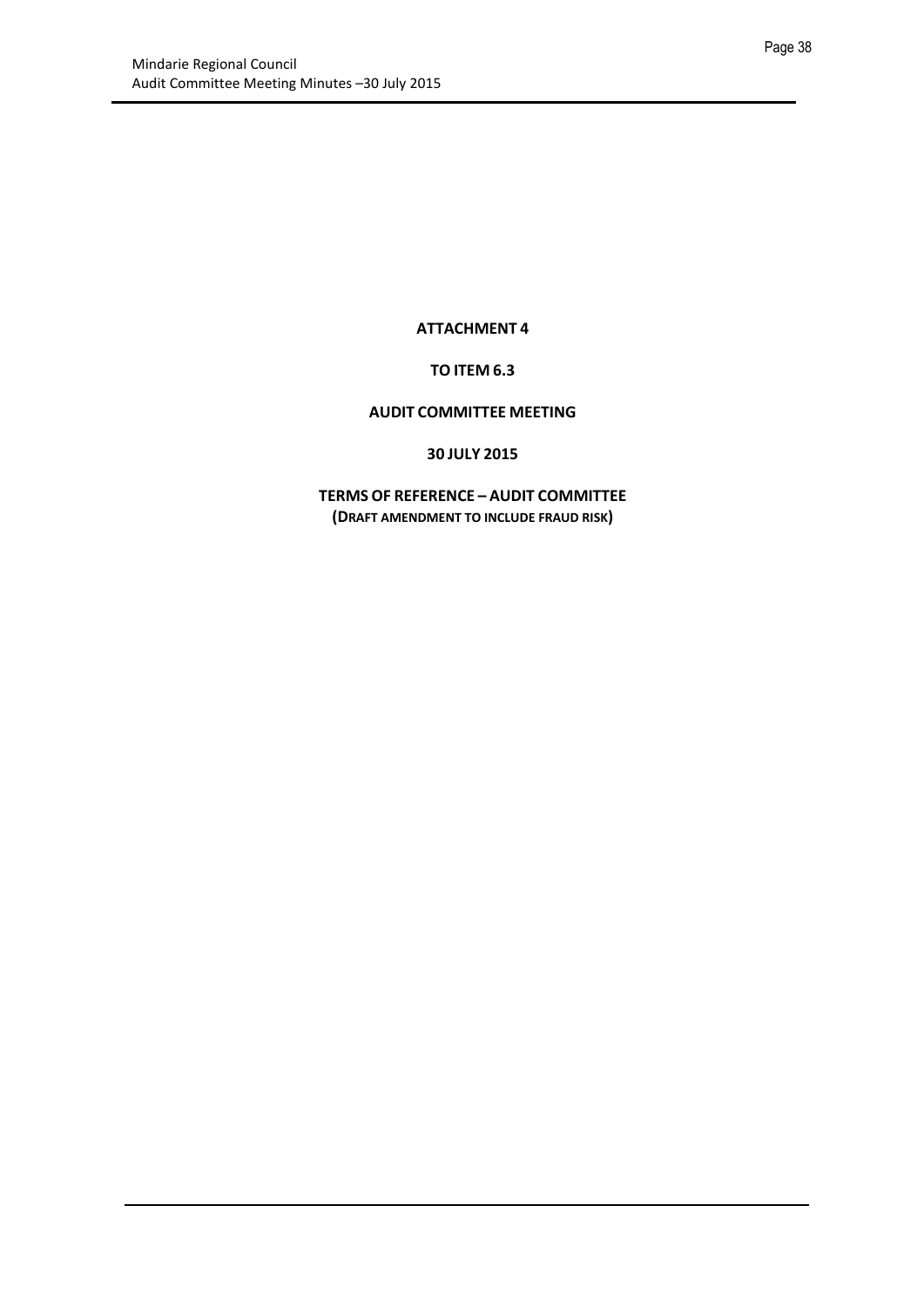**ATTACHMENT 4**

**TO ITEM 6.3**

**AUDIT COMMITTEE MEETING**

**30 JULY 2015**

**TERMS OF REFERENCE – AUDIT COMMITTEE**
**(DRAFT AMENDMENT TO INCLUDE FRAUD RISK)**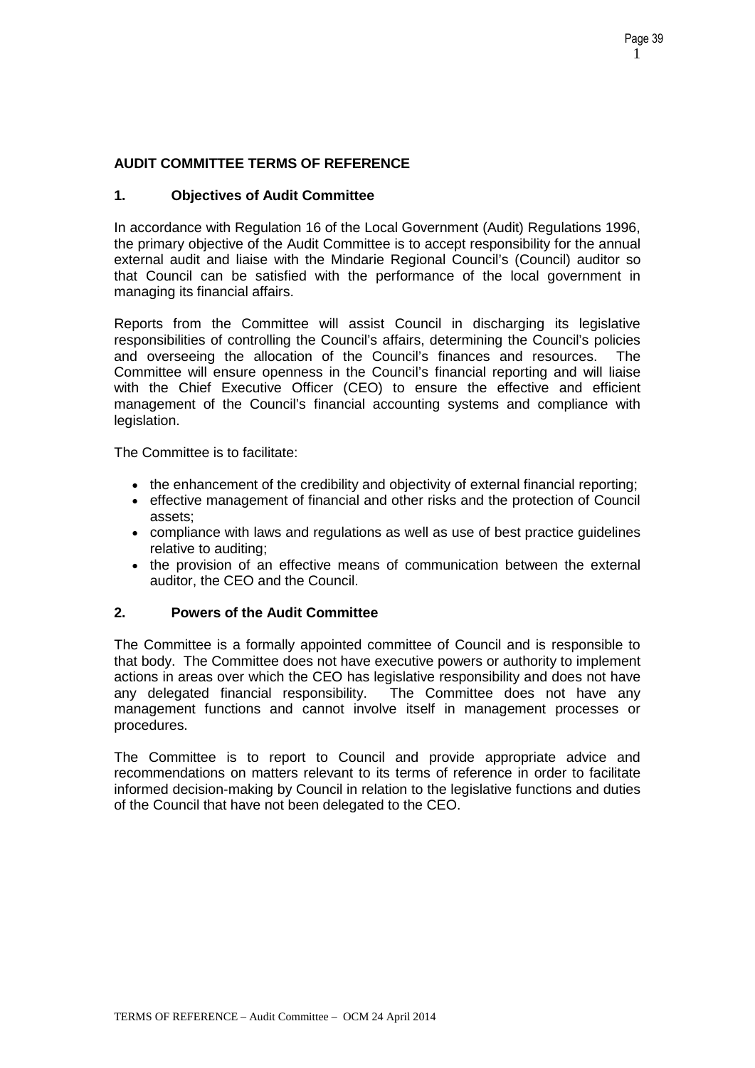# AUDIT COMMITTEE TERMS OF REFERENCE

## 1. Objectives of Audit Committee

In accordance with Regulation 16 of the Local Government (Audit) Regulations 1996, the primary objective of the Audit Committee is to accept responsibility for the annual external audit and liaise with the Mindarie Regional Council's (Council) auditor so that Council can be satisfied with the performance of the local government in managing its financial affairs.

Reports from the Committee will assist Council in discharging its legislative responsibilities of controlling the Council's affairs, determining the Council's policies and overseeing the allocation of the Council's finances and resources. The Committee will ensure openness in the Council's financial reporting and will liaise with the Chief Executive Officer (CEO) to ensure the effective and efficient management of the Council's financial accounting systems and compliance with legislation.

The Committee is to facilitate:

- the enhancement of the credibility and objectivity of external financial reporting;
- effective management of financial and other risks and the protection of Council assets;
- compliance with laws and regulations as well as use of best practice guidelines relative to auditing;
- the provision of an effective means of communication between the external auditor, the CEO and the Council.

## 2. Powers of the Audit Committee

The Committee is a formally appointed committee of Council and is responsible to that body. The Committee does not have executive powers or authority to implement actions in areas over which the CEO has legislative responsibility and does not have any delegated financial responsibility. The Committee does not have any management functions and cannot involve itself in management processes or procedures.

The Committee is to report to Council and provide appropriate advice and recommendations on matters relevant to its terms of reference in order to facilitate informed decision-making by Council in relation to the legislative functions and duties of the Council that have not been delegated to the CEO.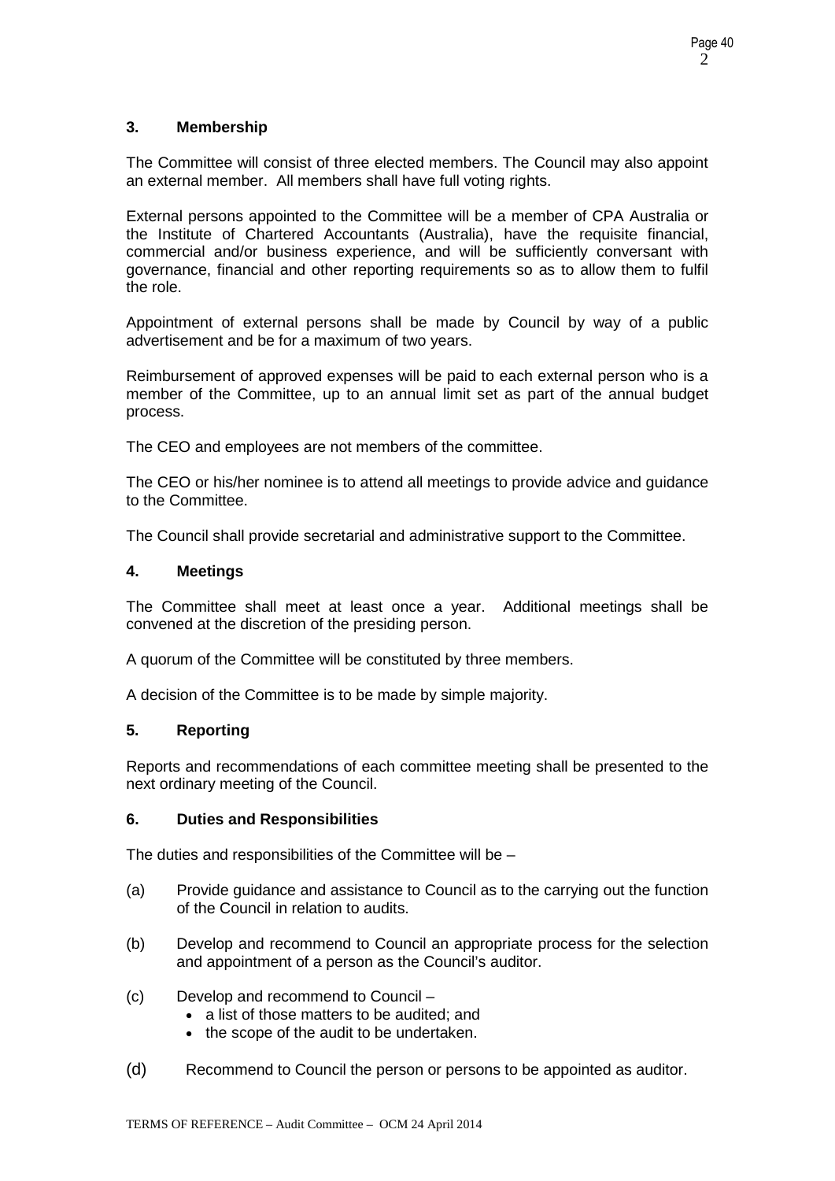### 3. Membership

The Committee will consist of three elected members. The Council may also appoint an external member. All members shall have full voting rights.

External persons appointed to the Committee will be a member of CPA Australia or the Institute of Chartered Accountants (Australia), have the requisite financial, commercial and/or business experience, and will be sufficiently conversant with governance, financial and other reporting requirements so as to allow them to fulfil the role.

Appointment of external persons shall be made by Council by way of a public advertisement and be for a maximum of two years.

Reimbursement of approved expenses will be paid to each external person who is a member of the Committee, up to an annual limit set as part of the annual budget process.

The CEO and employees are not members of the committee.

The CEO or his/her nominee is to attend all meetings to provide advice and guidance to the Committee.

The Council shall provide secretarial and administrative support to the Committee.

### 4. Meetings

The Committee shall meet at least once a year. Additional meetings shall be convened at the discretion of the presiding person.

A quorum of the Committee will be constituted by three members.

A decision of the Committee is to be made by simple majority.

### 5. Reporting

Reports and recommendations of each committee meeting shall be presented to the next ordinary meeting of the Council.

### 6. Duties and Responsibilities

The duties and responsibilities of the Committee will be –

(a) Provide guidance and assistance to Council as to the carrying out the function of the Council in relation to audits.

(b) Develop and recommend to Council an appropriate process for the selection and appointment of a person as the Council's auditor.

(c) Develop and recommend to Council –
- a list of those matters to be audited; and
- the scope of the audit to be undertaken.

(d) Recommend to Council the person or persons to be appointed as auditor.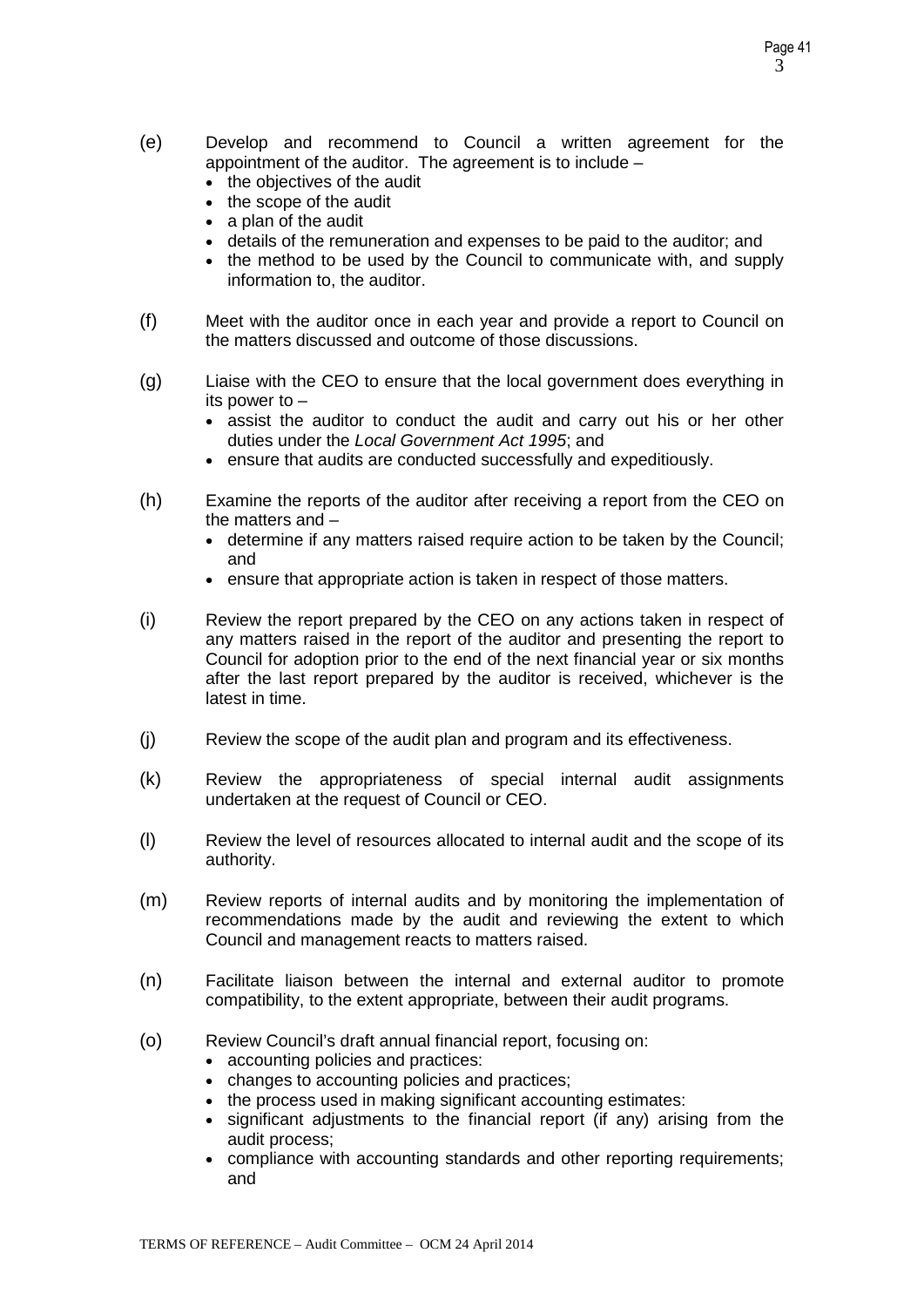(e) Develop and recommend to Council a written agreement for the appointment of the auditor. The agreement is to include –

- the objectives of the audit
- the scope of the audit
- a plan of the audit
- details of the remuneration and expenses to be paid to the auditor; and
- the method to be used by the Council to communicate with, and supply information to, the auditor.

(f) Meet with the auditor once in each year and provide a report to Council on the matters discussed and outcome of those discussions.

(g) Liaise with the CEO to ensure that the local government does everything in its power to –

- assist the auditor to conduct the audit and carry out his or her other duties under the *Local Government Act 1995*; and
- ensure that audits are conducted successfully and expeditiously.

(h) Examine the reports of the auditor after receiving a report from the CEO on the matters and –

- determine if any matters raised require action to be taken by the Council; and
- ensure that appropriate action is taken in respect of those matters.

(i) Review the report prepared by the CEO on any actions taken in respect of any matters raised in the report of the auditor and presenting the report to Council for adoption prior to the end of the next financial year or six months after the last report prepared by the auditor is received, whichever is the latest in time.

(j) Review the scope of the audit plan and program and its effectiveness.

(k) Review the appropriateness of special internal audit assignments undertaken at the request of Council or CEO.

(l) Review the level of resources allocated to internal audit and the scope of its authority.

(m) Review reports of internal audits and by monitoring the implementation of recommendations made by the audit and reviewing the extent to which Council and management reacts to matters raised.

(n) Facilitate liaison between the internal and external auditor to promote compatibility, to the extent appropriate, between their audit programs.

(o) Review Council's draft annual financial report, focusing on:

- accounting policies and practices:
- changes to accounting policies and practices;
- the process used in making significant accounting estimates:
- significant adjustments to the financial report (if any) arising from the audit process;
- compliance with accounting standards and other reporting requirements; and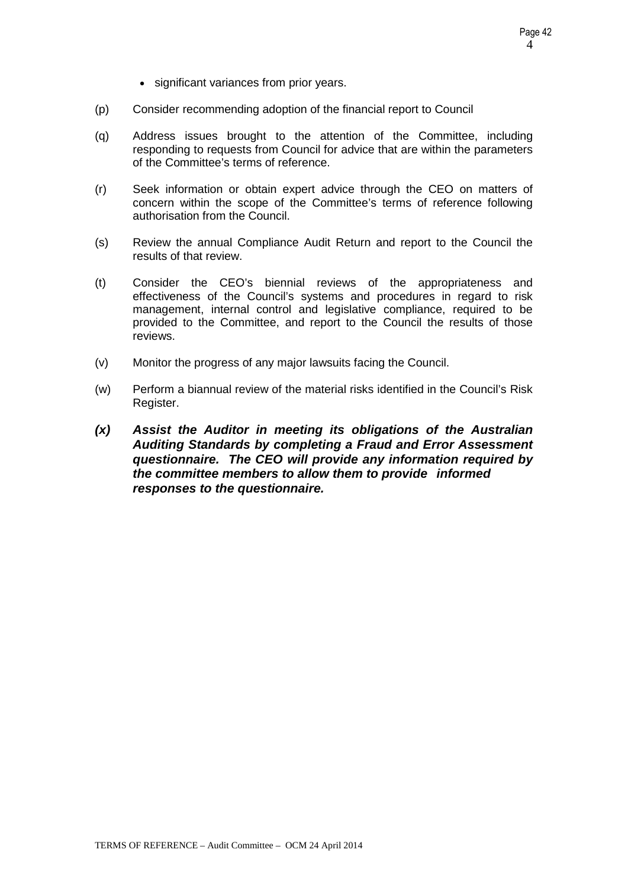- significant variances from prior years.

(p) Consider recommending adoption of the financial report to Council

(q) Address issues brought to the attention of the Committee, including responding to requests from Council for advice that are within the parameters of the Committee's terms of reference.

(r) Seek information or obtain expert advice through the CEO on matters of concern within the scope of the Committee's terms of reference following authorisation from the Council.

(s) Review the annual Compliance Audit Return and report to the Council the results of that review.

(t) Consider the CEO's biennial reviews of the appropriateness and effectiveness of the Council's systems and procedures in regard to risk management, internal control and legislative compliance, required to be provided to the Committee, and report to the Council the results of those reviews.

(v) Monitor the progress of any major lawsuits facing the Council.

(w) Perform a biannual review of the material risks identified in the Council's Risk Register.

***(x) Assist the Auditor in meeting its obligations of the Australian Auditing Standards by completing a Fraud and Error Assessment questionnaire. The CEO will provide any information required by the committee members to allow them to provide informed responses to the questionnaire.***